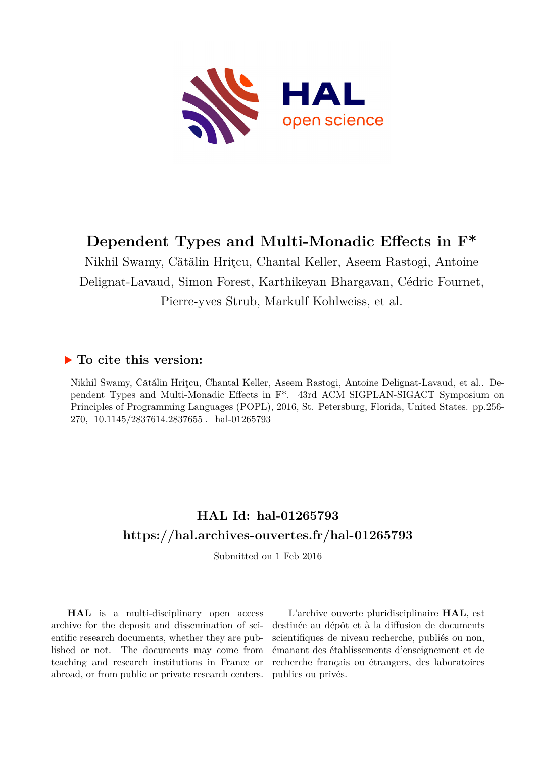# Dependent Types and Multi-Monadic Effects in F*

Nikhil Swamy, Cătălin Hriţcu, Chantal Keller, Aseem Rastogi, Antoine Delignat-Lavaud, Simon Forest, Karthikeyan Bhargavan, Cédric Fournet, Pierre-yves Strub, Markulf Kohlweiss, et al.

## ▶ To cite this version:

Nikhil Swamy, Cătălin Hriţcu, Chantal Keller, Aseem Rastogi, Antoine Delignat-Lavaud, et al.. Dependent Types and Multi-Monadic Effects in F*. 43rd ACM SIGPLAN-SIGACT Symposium on Principles of Programming Languages (POPL), 2016, St. Petersburg, Florida, United States. pp.256-270, 10.1145/2837614.2837655 . hal-01265793

## HAL Id: hal-01265793

## https://hal.archives-ouvertes.fr/hal-01265793

Submitted on 1 Feb 2016

**HAL** is a multi-disciplinary open access archive for the deposit and dissemination of scientific research documents, whether they are published or not. The documents may come from teaching and research institutions in France or abroad, or from public or private research centers.

L'archive ouverte pluridisciplinaire **HAL**, est destinée au dépôt et à la diffusion de documents scientifiques de niveau recherche, publiés ou non, émanant des établissements d'enseignement et de recherche français ou étrangers, des laboratoires publics ou privés.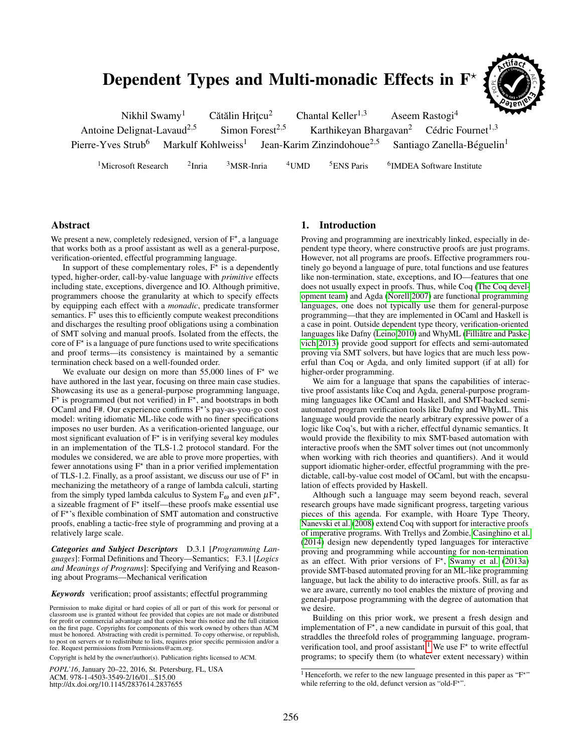# Dependent Types and Multi-monadic Effects in F*

Nikhil Swamy[1] Cătălin Hriţcu[2] Chantal Keller[1,3] Aseem Rastogi[4]
Antoine Delignat-Lavaud[2,5] Simon Forest[2,5] Karthikeyan Bhargavan[2] Cédric Fournet[1,3]
Pierre-Yves Strub[6] Markulf Kohlweiss[1] Jean-Karim Zinzindohoue[2,5] Santiago Zanella-Béguelin[1]

[1]Microsoft Research [2]Inria [3]MSR-Inria [4]UMD [5]ENS Paris [6]IMDEA Software Institute

## Abstract

We present a new, completely redesigned, version of F*, a language that works both as a proof assistant as well as a general-purpose, verification-oriented, effectful programming language.

In support of these complementary roles, F* is a dependently typed, higher-order, call-by-value language with *primitive* effects including state, exceptions, divergence and IO. Although primitive, programmers choose the granularity at which to specify effects by equipping each effect with a *monadic*, predicate transformer semantics. F* uses this to efficiently compute weakest preconditions and discharges the resulting proof obligations using a combination of SMT solving and manual proofs. Isolated from the effects, the core of F* is a language of pure functions used to write specifications and proof terms—its consistency is maintained by a semantic termination check based on a well-founded order.

We evaluate our design on more than 55,000 lines of F* we have authored in the last year, focusing on three main case studies. Showcasing its use as a general-purpose programming language, F* is programmed (but not verified) in F*, and bootstraps in both OCaml and F#. Our experience confirms F*'s pay-as-you-go cost model: writing idiomatic ML-like code with no finer specifications imposes no user burden. As a verification-oriented language, our most significant evaluation of F* is in verifying several key modules in an implementation of the TLS-1.2 protocol standard. For the modules we considered, we are able to prove more properties, with fewer annotations using F* than in a prior verified implementation of TLS-1.2. Finally, as a proof assistant, we discuss our use of F* in mechanizing the metatheory of a range of lambda calculi, starting from the simply typed lambda calculus to System $F_\omega$ and even $\mu$F*, a sizeable fragment of F* itself—these proofs make essential use of F*'s flexible combination of SMT automation and constructive proofs, enabling a tactic-free style of programming and proving at a relatively large scale.

***Categories and Subject Descriptors*** D.3.1 [*Programming Languages*]: Formal Definitions and Theory—Semantics; F.3.1 [*Logics and Meanings of Programs*]: Specifying and Verifying and Reasoning about Programs—Mechanical verification

***Keywords*** verification; proof assistants; effectful programming

Permission to make digital or hard copies of all or part of this work for personal or classroom use is granted without fee provided that copies are not made or distributed for profit or commercial advantage and that copies bear this notice and the full citation on the first page. Copyrights for components of this work owned by others than ACM must be honored. Abstracting with credit is permitted. To copy otherwise, or republish, to post on servers or to redistribute to lists, requires prior specific permission and/or a fee. Request permissions from Permissions@acm.org.

Copyright is held by the owner/author(s). Publication rights licensed to ACM.

*POPL'16*, January 20–22, 2016, St. Petersburg, FL, USA
ACM. 978-1-4503-3549-2/16/01...$15.00
http://dx.doi.org/10.1145/2837614.2837655

## 1. Introduction

Proving and programming are inextricably linked, especially in dependent type theory, where constructive proofs are just programs. However, not all programs are proofs. Effective programmers routinely go beyond a language of pure, total functions and use features like non-termination, state, exceptions, and IO—features that one does not usually expect in proofs. Thus, while Coq (The Coq development team) and Agda (Norell 2007) are functional programming languages, one does not typically use them for general-purpose programming—that they are implemented in OCaml and Haskell is a case in point. Outside dependent type theory, verification-oriented languages like Dafny (Leino 2010) and WhyML (Filliâtre and Paskevich 2013) provide good support for effects and semi-automated proving via SMT solvers, but have logics that are much less powerful than Coq or Agda, and only limited support (if at all) for higher-order programming.

We aim for a language that spans the capabilities of interactive proof assistants like Coq and Agda, general-purpose programming languages like OCaml and Haskell, and SMT-backed semi-automated program verification tools like Dafny and WhyML. This language would provide the nearly arbitrary expressive power of a logic like Coq's, but with a richer, effectful dynamic semantics. It would provide the flexibility to mix SMT-based automation with interactive proofs when the SMT solver times out (not uncommonly when working with rich theories and quantifiers). And it would support idiomatic higher-order, effectful programming with the predictable, call-by-value cost model of OCaml, but with the encapsulation of effects provided by Haskell.

Although such a language may seem beyond reach, several research groups have made significant progress, targeting various pieces of this agenda. For example, with Hoare Type Theory, Nanevski et al. (2008) extend Coq with support for interactive proofs of imperative programs. With Trellys and Zombie, Casinghino et al. (2014) design new dependently typed languages for interactive proving and programming while accounting for non-termination as an effect. With prior versions of F*, Swamy et al. (2013a) provide SMT-based automated proving for an ML-like programming language, but lack the ability to do interactive proofs. Still, as far as we are aware, currently no tool enables the mixture of proving and general-purpose programming with the degree of automation that we desire.

Building on this prior work, we present a fresh design and implementation of F*, a new candidate in pursuit of this goal, that straddles the threefold roles of programming language, program-verification tool, and proof assistant.[1] We use F* to write effectful programs; to specify them (to whatever extent necessary) within

[1] Henceforth, we refer to the new language presented in this paper as "F*" while referring to the old, defunct version as "old-F*".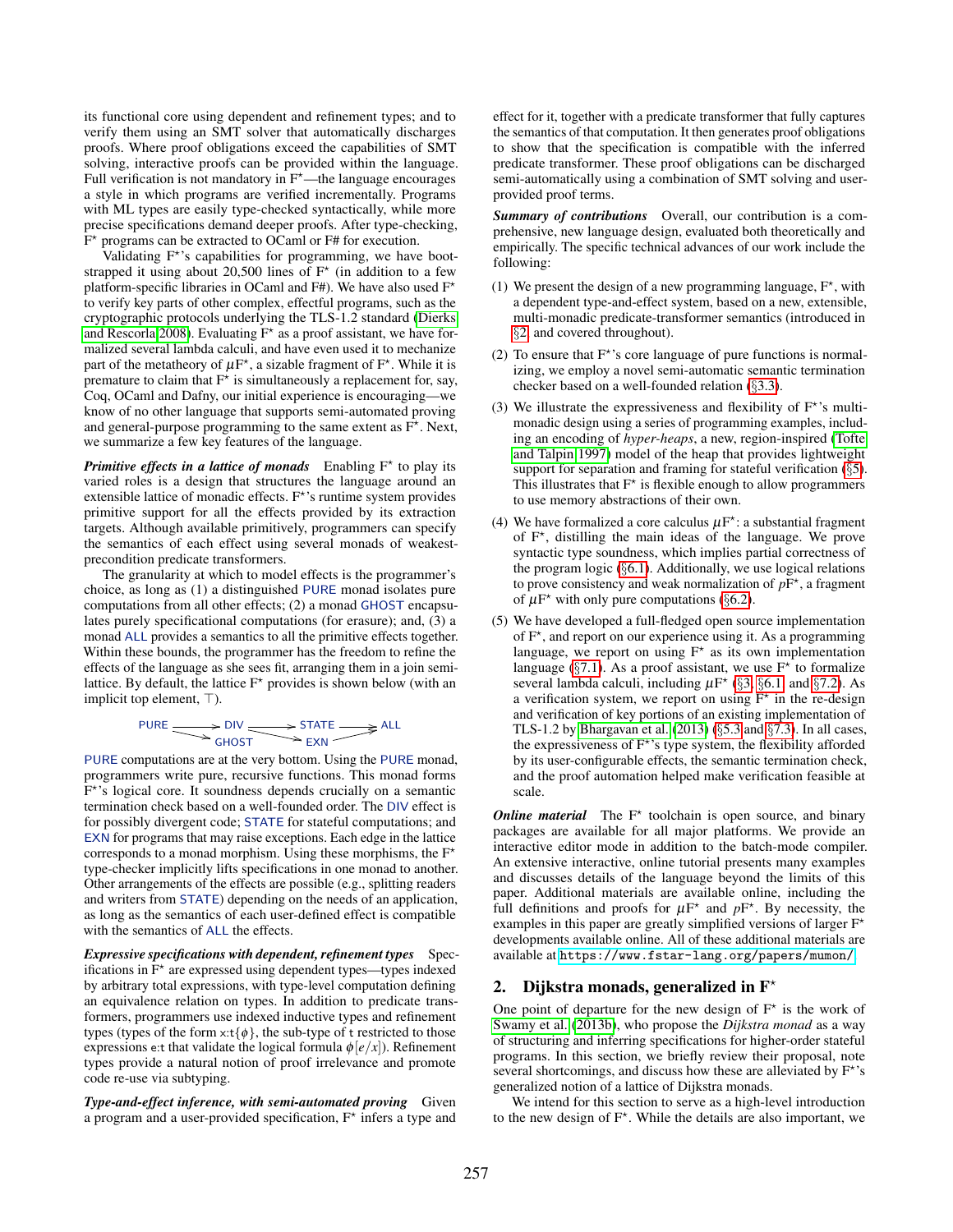its functional core using dependent and refinement types; and to verify them using an SMT solver that automatically discharges proofs. Where proof obligations exceed the capabilities of SMT solving, interactive proofs can be provided within the language. Full verification is not mandatory in F⋆—the language encourages a style in which programs are verified incrementally. Programs with ML types are easily type-checked syntactically, while more precise specifications demand deeper proofs. After type-checking, F⋆ programs can be extracted to OCaml or F# for execution.

Validating F⋆'s capabilities for programming, we have bootstrapped it using about 20,500 lines of F⋆ (in addition to a few platform-specific libraries in OCaml and F#). We have also used F⋆ to verify key parts of other complex, effectful programs, such as the cryptographic protocols underlying the TLS-1.2 standard (Dierks and Rescorla 2008). Evaluating F⋆ as a proof assistant, we have formalized several lambda calculi, and have even used it to mechanize part of the metatheory of $\mu$F⋆, a sizable fragment of F⋆. While it is premature to claim that F⋆ is simultaneously a replacement for, say, Coq, OCaml and Dafny, our initial experience is encouraging—we know of no other language that supports semi-automated proving and general-purpose programming to the same extent as F⋆. Next, we summarize a few key features of the language.

***Primitive effects in a lattice of monads*** Enabling F⋆ to play its varied roles is a design that structures the language around an extensible lattice of monadic effects. F⋆'s runtime system provides primitive support for all the effects provided by its extraction targets. Although available primitively, programmers can specify the semantics of each effect using several monads of weakest-precondition predicate transformers.

The granularity at which to model effects is the programmer's choice, as long as (1) a distinguished PURE monad isolates pure computations from all other effects; (2) a monad GHOST encapsulates purely specificational computations (for erasure); and, (3) a monad ALL provides a semantics to all the primitive effects together. Within these bounds, the programmer has the freedom to refine the effects of the language as she sees fit, arranging them in a join semi-lattice. By default, the lattice F⋆ provides is shown below (with an implicit top element, $\top$).

PURE → DIV → STATE → ALL; PURE → GHOST; DIV → EXN → ALL

PURE computations are at the very bottom. Using the PURE monad, programmers write pure, recursive functions. This monad forms F⋆'s logical core. It soundness depends crucially on a semantic termination check based on a well-founded order. The DIV effect is for possibly divergent code; STATE for stateful computations; and EXN for programs that may raise exceptions. Each edge in the lattice corresponds to a monad morphism. Using these morphisms, the F⋆ type-checker implicitly lifts specifications in one monad to another. Other arrangements of the effects are possible (e.g., splitting readers and writers from STATE) depending on the needs of an application, as long as the semantics of each user-defined effect is compatible with the semantics of ALL the effects.

***Expressive specifications with dependent, refinement types*** Specifications in F⋆ are expressed using dependent types—types indexed by arbitrary total expressions, with type-level computation defining an equivalence relation on types. In addition to predicate transformers, programmers use indexed inductive types and refinement types (types of the form x:t{$\phi$}, the sub-type of t restricted to those expressions e:t that validate the logical formula $\phi[e/x]$). Refinement types provide a natural notion of proof irrelevance and promote code re-use via subtyping.

***Type-and-effect inference, with semi-automated proving*** Given a program and a user-provided specification, F⋆ infers a type and effect for it, together with a predicate transformer that fully captures the semantics of that computation. It then generates proof obligations to show that the specification is compatible with the inferred predicate transformer. These proof obligations can be discharged semi-automatically using a combination of SMT solving and user-provided proof terms.

***Summary of contributions*** Overall, our contribution is a comprehensive, new language design, evaluated both theoretically and empirically. The specific technical advances of our work include the following:

(1) We present the design of a new programming language, F⋆, with a dependent type-and-effect system, based on a new, extensible, multi-monadic predicate-transformer semantics (introduced in §2 and covered throughout).

(2) To ensure that F⋆'s core language of pure functions is normalizing, we employ a novel semi-automatic semantic termination checker based on a well-founded relation (§3.3).

(3) We illustrate the expressiveness and flexibility of F⋆'s multi-monadic design using a series of programming examples, including an encoding of *hyper-heaps*, a new, region-inspired (Tofte and Talpin 1997) model of the heap that provides lightweight support for separation and framing for stateful verification (§5). This illustrates that F⋆ is flexible enough to allow programmers to use memory abstractions of their own.

(4) We have formalized a core calculus $\mu$F⋆: a substantial fragment of F⋆, distilling the main ideas of the language. We prove syntactic type soundness, which implies partial correctness of the program logic (§6.1). Additionally, we use logical relations to prove consistency and weak normalization of $p$F⋆, a fragment of $\mu$F⋆ with only pure computations (§6.2).

(5) We have developed a full-fledged open source implementation of F⋆, and report on our experience using it. As a programming language, we report on using F⋆ as its own implementation language (§7.1). As a proof assistant, we use F⋆ to formalize several lambda calculi, including $\mu$F⋆ (§3, §6.1 and §7.2). As a verification system, we report on using F⋆ in the re-design and verification of key portions of an existing implementation of TLS-1.2 by Bhargavan et al. (2013) (§5.3 and §7.3). In all cases, the expressiveness of F⋆'s type system, the flexibility afforded by its user-configurable effects, the semantic termination check, and the proof automation helped make verification feasible at scale.

***Online material*** The F⋆ toolchain is open source, and binary packages are available for all major platforms. We provide an interactive editor mode in addition to the batch-mode compiler. An extensive interactive, online tutorial presents many examples and discusses details of the language beyond the limits of this paper. Additional materials are available online, including the full definitions and proofs for $\mu$F⋆ and $p$F⋆. By necessity, the examples in this paper are greatly simplified versions of larger F⋆ developments available online. All of these additional materials are available at https://www.fstar-lang.org/papers/mumon/

## 2. Dijkstra monads, generalized in F⋆

One point of departure for the new design of F⋆ is the work of Swamy et al. (2013b), who propose the *Dijkstra monad* as a way of structuring and inferring specifications for higher-order stateful programs. In this section, we briefly review their proposal, note several shortcomings, and discuss how these are alleviated by F⋆'s generalized notion of a lattice of Dijkstra monads.

We intend for this section to serve as a high-level introduction to the new design of F⋆. While the details are also important, we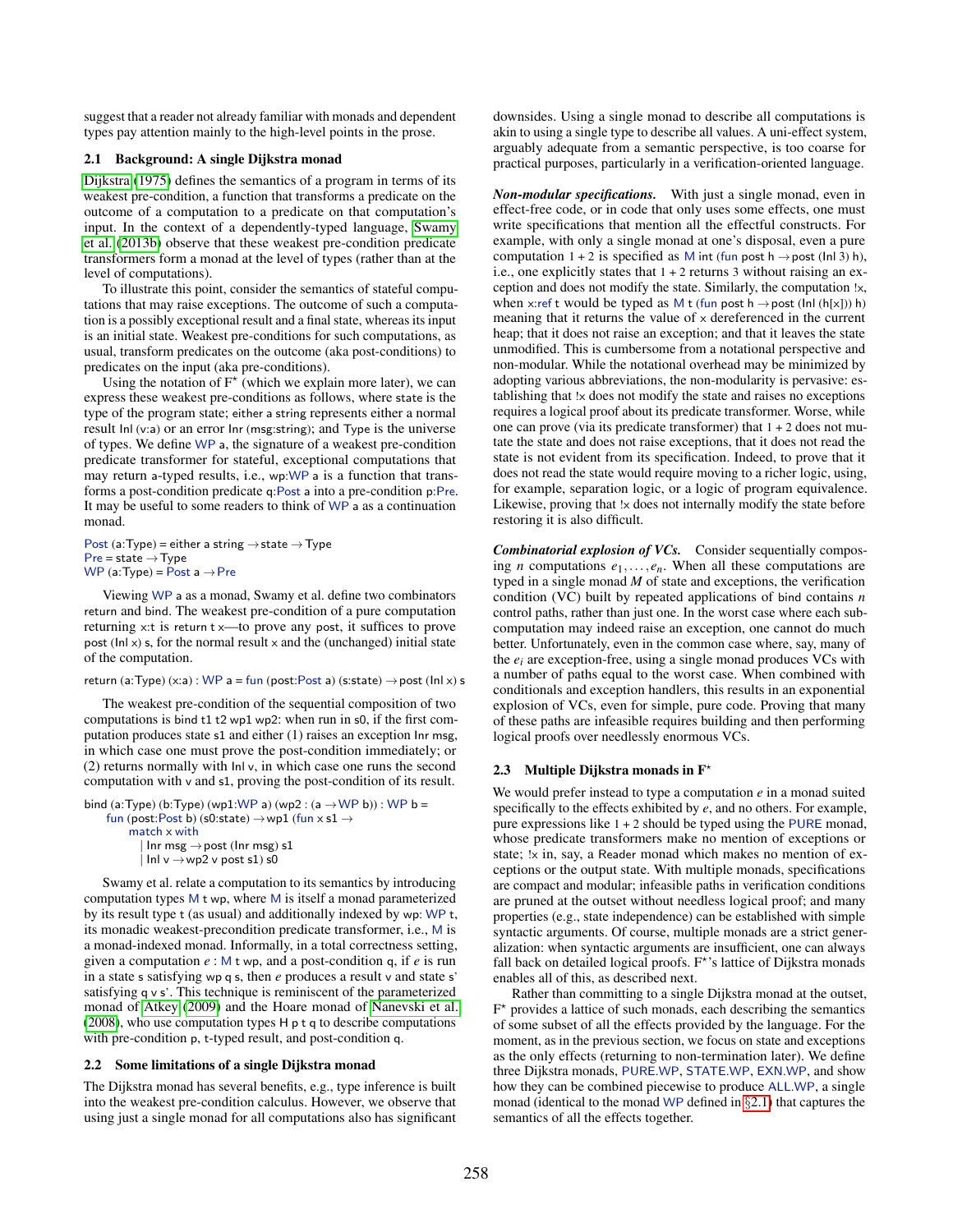suggest that a reader not already familiar with monads and dependent types pay attention mainly to the high-level points in the prose.

### 2.1 Background: A single Dijkstra monad

Dijkstra (1975) defines the semantics of a program in terms of its weakest pre-condition, a function that transforms a predicate on the outcome of a computation to a predicate on that computation's input. In the context of a dependently-typed language, Swamy et al. (2013b) observe that these weakest pre-condition predicate transformers form a monad at the level of types (rather than at the level of computations).

To illustrate this point, consider the semantics of stateful computations that may raise exceptions. The outcome of such a computation is a possibly exceptional result and a final state, whereas its input is an initial state. Weakest pre-conditions for such computations, as usual, transform predicates on the outcome (aka post-conditions) to predicates on the input (aka pre-conditions).

Using the notation of $F^\star$ (which we explain more later), we can express these weakest pre-conditions as follows, where state is the type of the program state; either a string represents either a normal result Inl (v:a) or an error Inr (msg:string); and Type is the universe of types. We define WP a, the signature of a weakest pre-condition predicate transformer for stateful, exceptional computations that may return a-typed results, i.e., wp:WP a is a function that transforms a post-condition predicate q:Post a into a pre-condition p:Pre. It may be useful to some readers to think of WP a as a continuation monad.

```
Post (a:Type) = either a string → state → Type
Pre = state → Type
WP (a:Type) = Post a → Pre
```

Viewing WP a as a monad, Swamy et al. define two combinators return and bind. The weakest pre-condition of a pure computation returning x:t is return t x—to prove any post, it suffices to prove post (Inl x) s, for the normal result x and the (unchanged) initial state of the computation.

```
return (a:Type) (x:a) : WP a = fun (post:Post a) (s:state) → post (Inl x) s
```

The weakest pre-condition of the sequential composition of two computations is bind t1 t2 wp1 wp2: when run in s0, if the first computation produces state s1 and either (1) raises an exception Inr msg, in which case one must prove the post-condition immediately; or (2) returns normally with Inl v, in which case one runs the second computation with v and s1, proving the post-condition of its result.

```
bind (a:Type) (b:Type) (wp1:WP a) (wp2 : (a → WP b)) : WP b =
  fun (post:Post b) (s0:state) → wp1 (fun x s1 →
      match x with
        | Inr msg → post (Inr msg) s1
        | Inl v → wp2 v post s1) s0
```

Swamy et al. relate a computation to its semantics by introducing computation types M t wp, where M is itself a monad parameterized by its result type t (as usual) and additionally indexed by wp: WP t, its monadic weakest-precondition predicate transformer, i.e., M is a monad-indexed monad. Informally, in a total correctness setting, given a computation $e$ : M t wp, and a post-condition q, if $e$ is run in a state s satisfying wp q s, then $e$ produces a result v and state s' satisfying q v s'. This technique is reminiscent of the parameterized monad of Atkey (2009) and the Hoare monad of Nanevski et al. (2008), who use computation types H p t q to describe computations with pre-condition p, t-typed result, and post-condition q.

### 2.2 Some limitations of a single Dijkstra monad

The Dijkstra monad has several benefits, e.g., type inference is built into the weakest pre-condition calculus. However, we observe that using just a single monad for all computations also has significant downsides. Using a single monad to describe all computations is akin to using a single type to describe all values. A uni-effect system, arguably adequate from a semantic perspective, is too coarse for practical purposes, particularly in a verification-oriented language.

***Non-modular specifications.*** With just a single monad, even in effect-free code, or in code that only uses some effects, one must write specifications that mention all the effectful constructs. For example, with only a single monad at one's disposal, even a pure computation $1 + 2$ is specified as M int (fun post h → post (Inl 3) h), i.e., one explicitly states that $1 + 2$ returns 3 without raising an exception and does not modify the state. Similarly, the computation !x, when x:ref t would be typed as M t (fun post h → post (Inl (h[x])) h) meaning that it returns the value of x dereferenced in the current heap; that it does not raise an exception; and that it leaves the state unmodified. This is cumbersome from a notational perspective and non-modular. While the notational overhead may be minimized by adopting various abbreviations, the non-modularity is pervasive: establishing that !x does not modify the state and raises no exceptions requires a logical proof about its predicate transformer. Worse, while one can prove (via its predicate transformer) that $1 + 2$ does not mutate the state and does not raise exceptions, that it does not read the state is not evident from its specification. Indeed, to prove that it does not read the state would require moving to a richer logic, using, for example, separation logic, or a logic of program equivalence. Likewise, proving that !x does not internally modify the state before restoring it is also difficult.

***Combinatorial explosion of VCs.*** Consider sequentially composing $n$ computations $e_1, \ldots, e_n$. When all these computations are typed in a single monad $M$ of state and exceptions, the verification condition (VC) built by repeated applications of bind contains $n$ control paths, rather than just one. In the worst case where each subcomputation may indeed raise an exception, one cannot do much better. Unfortunately, even in the common case where, say, many of the $e_i$ are exception-free, using a single monad produces VCs with a number of paths equal to the worst case. When combined with conditionals and exception handlers, this results in an exponential explosion of VCs, even for simple, pure code. Proving that many of these paths are infeasible requires building and then performing logical proofs over needlessly enormous VCs.

### 2.3 Multiple Dijkstra monads in $F^\star$

We would prefer instead to type a computation $e$ in a monad suited specifically to the effects exhibited by $e$, and no others. For example, pure expressions like $1 + 2$ should be typed using the PURE monad, whose predicate transformers make no mention of exceptions or state; !x in, say, a Reader monad which makes no mention of exceptions or the output state. With multiple monads, specifications are compact and modular; infeasible paths in verification conditions are pruned at the outset without needless logical proof; and many properties (e.g., state independence) can be established with simple syntactic arguments. Of course, multiple monads are a strict generalization: when syntactic arguments are insufficient, one can always fall back on detailed logical proofs. $F^\star$'s lattice of Dijkstra monads enables all of this, as described next.

Rather than committing to a single Dijkstra monad at the outset, $F^\star$ provides a lattice of such monads, each describing the semantics of some subset of all the effects provided by the language. For the moment, as in the previous section, we focus on state and exceptions as the only effects (returning to non-termination later). We define three Dijkstra monads, PURE.WP, STATE.WP, EXN.WP, and show how they can be combined piecewise to produce ALL.WP, a single monad (identical to the monad WP defined in §2.1) that captures the semantics of all the effects together.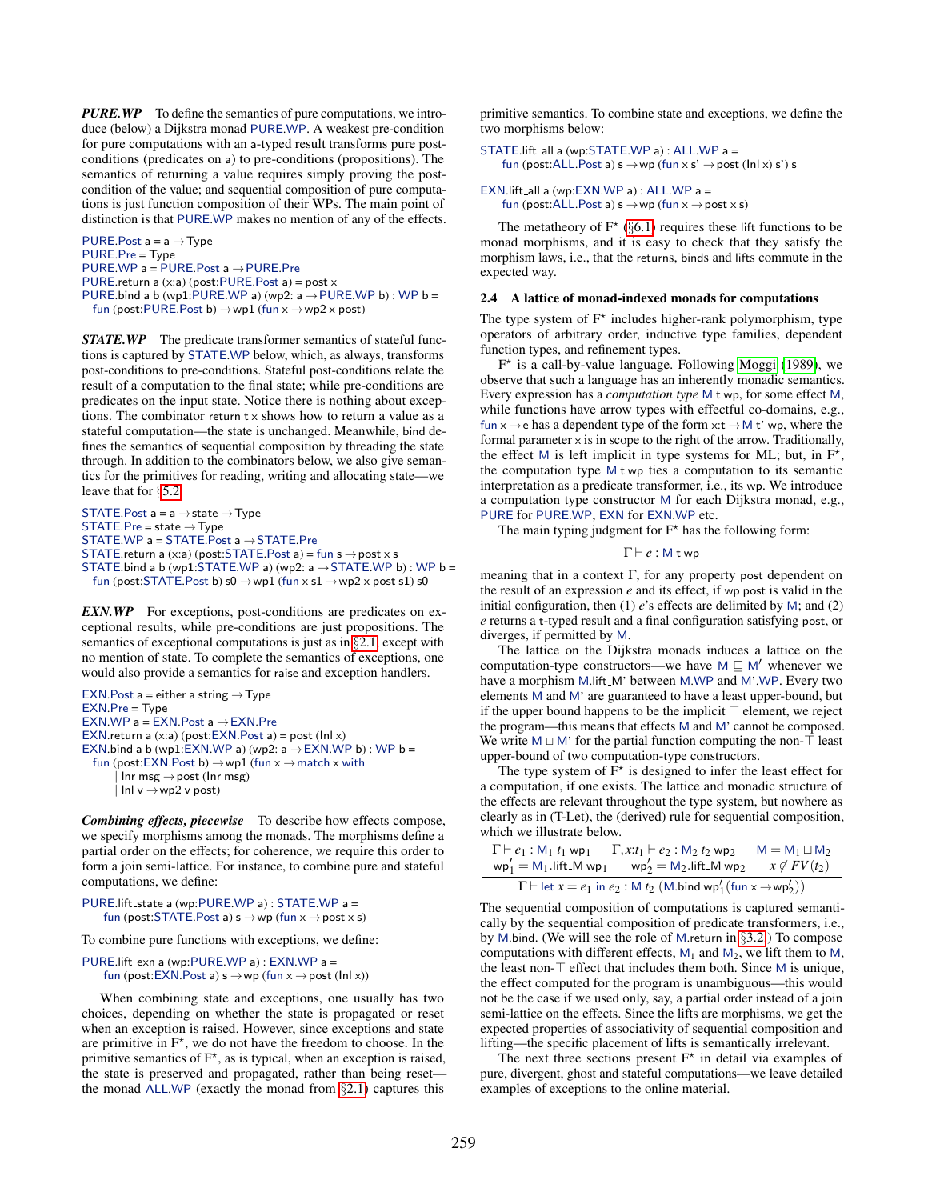***PURE.WP*** To define the semantics of pure computations, we introduce (below) a Dijkstra monad PURE.WP. A weakest pre-condition for pure computations with an a-typed result transforms pure post-conditions (predicates on a) to pre-conditions (propositions). The semantics of returning a value requires simply proving the post-condition of the value; and sequential composition of pure computations is just function composition of their WPs. The main point of distinction is that PURE.WP makes no mention of any of the effects.

```
PURE.Post a = a → Type
PURE.Pre = Type
PURE.WP a = PURE.Post a → PURE.Pre
PURE.return a (x:a) (post:PURE.Post a) = post x
PURE.bind a b (wp1:PURE.WP a) (wp2: a → PURE.WP b) : WP b =
  fun (post:PURE.Post b) → wp1 (fun x → wp2 x post)
```

***STATE.WP*** The predicate transformer semantics of stateful functions is captured by STATE.WP below, which, as always, transforms post-conditions to pre-conditions. Stateful post-conditions relate the result of a computation to the final state; while pre-conditions are predicates on the input state. Notice there is nothing about exceptions. The combinator return t x shows how to return a value as a stateful computation—the state is unchanged. Meanwhile, bind defines the semantics of sequential composition by threading the state through. In addition to the combinators below, we also give semantics for the primitives for reading, writing and allocating state—we leave that for §5.2.

```
STATE.Post a = a → state → Type
STATE.Pre = state → Type
STATE.WP a = STATE.Post a → STATE.Pre
STATE.return a (x:a) (post:STATE.Post a) = fun s → post x s
STATE.bind a b (wp1:STATE.WP a) (wp2: a → STATE.WP b) : WP b =
  fun (post:STATE.Post b) s0 → wp1 (fun x s1 → wp2 x post s1) s0
```

***EXN.WP*** For exceptions, post-conditions are predicates on exceptional results, while pre-conditions are just propositions. The semantics of exceptional computations is just as in §2.1, except with no mention of state. To complete the semantics of exceptions, one would also provide a semantics for raise and exception handlers.

```
EXN.Post a = either a string → Type
EXN.Pre = Type
EXN.WP a = EXN.Post a → EXN.Pre
EXN.return a (x:a) (post:EXN.Post a) = post (Inl x)
EXN.bind a b (wp1:EXN.WP a) (wp2: a → EXN.WP b) : WP b =
  fun (post:EXN.Post b) → wp1 (fun x → match x with
        | Inr msg → post (Inr msg)
        | Inl v → wp2 v post)
```

***Combining effects, piecewise*** To describe how effects compose, we specify morphisms among the monads. The morphisms define a partial order on the effects; for coherence, we require this order to form a join semi-lattice. For instance, to combine pure and stateful computations, we define:

```
PURE.lift_state a (wp:PURE.WP a) : STATE.WP a =
    fun (post:STATE.Post a) s → wp (fun x → post x s)
```

To combine pure functions with exceptions, we define:

```
PURE.lift_exn a (wp:PURE.WP a) : EXN.WP a =
    fun (post:EXN.Post a) s → wp (fun x → post (Inl x))
```

When combining state and exceptions, one usually has two choices, depending on whether the state is propagated or reset when an exception is raised. However, since exceptions and state are primitive in F⋆, we do not have the freedom to choose. In the primitive semantics of F⋆, as is typical, when an exception is raised, the state is preserved and propagated, rather than being reset—the monad ALL.WP (exactly the monad from §2.1) captures this primitive semantics. To combine state and exceptions, we define the two morphisms below:

```
STATE.lift_all a (wp:STATE.WP a) : ALL.WP a =
    fun (post:ALL.Post a) s → wp (fun x s' → post (Inl x) s') s

EXN.lift_all a (wp:EXN.WP a) : ALL.WP a =
    fun (post:ALL.Post a) s → wp (fun x → post x s)
```

The metatheory of F⋆ (§6.1) requires these lift functions to be monad morphisms, and it is easy to check that they satisfy the morphism laws, i.e., that the returns, binds and lifts commute in the expected way.

### 2.4 A lattice of monad-indexed monads for computations

The type system of F⋆ includes higher-rank polymorphism, type operators of arbitrary order, inductive type families, dependent function types, and refinement types.

F⋆ is a call-by-value language. Following Moggi (1989), we observe that such a language has an inherently monadic semantics. Every expression has a *computation type* M t wp, for some effect M, while functions have arrow types with effectful co-domains, e.g., fun x → e has a dependent type of the form x:t → M t' wp, where the formal parameter x is in scope to the right of the arrow. Traditionally, the effect M is left implicit in type systems for ML; but, in F⋆, the computation type M t wp ties a computation to its semantic interpretation as a predicate transformer, i.e., its wp. We introduce a computation type constructor M for each Dijkstra monad, e.g., PURE for PURE.WP, EXN for EXN.WP etc.

The main typing judgment for F⋆ has the following form:

$$\Gamma \vdash e : \mathsf{M}\ \mathsf{t}\ \mathsf{wp}$$

meaning that in a context $\Gamma$, for any property post dependent on the result of an expression $e$ and its effect, if wp post is valid in the initial configuration, then (1) $e$'s effects are delimited by M; and (2) $e$ returns a t-typed result and a final configuration satisfying post, or diverges, if permitted by M.

The lattice on the Dijkstra monads induces a lattice on the computation-type constructors—we have $\mathsf{M} \sqsubseteq \mathsf{M}'$ whenever we have a morphism M.lift_M' between M.WP and M'.WP. Every two elements M and M' are guaranteed to have a least upper-bound, but if the upper bound happens to be the implicit $\top$ element, we reject the program—this means that effects M and M' cannot be composed. We write $\mathsf{M} \sqcup \mathsf{M}'$ for the partial function computing the non-$\top$ least upper-bound of two computation-type constructors.

The type system of F⋆ is designed to infer the least effect for a computation, if one exists. The lattice and monadic structure of the effects are relevant throughout the type system, but nowhere as clearly as in (T-Let), the (derived) rule for sequential composition, which we illustrate below.

$$\frac{\Gamma \vdash e_1 : \mathsf{M}_1\ t_1\ \mathsf{wp}_1 \quad \Gamma, x{:}t_1 \vdash e_2 : \mathsf{M}_2\ t_2\ \mathsf{wp}_2 \quad \mathsf{M} = \mathsf{M}_1 \sqcup \mathsf{M}_2 \quad \mathsf{wp}'_1 = \mathsf{M}_1.\mathsf{lift\_M}\ \mathsf{wp}_1 \quad \mathsf{wp}'_2 = \mathsf{M}_2.\mathsf{lift\_M}\ \mathsf{wp}_2 \quad x \notin FV(t_2)}{\Gamma \vdash \mathsf{let}\ x = e_1\ \mathsf{in}\ e_2 : \mathsf{M}\ t_2\ (\mathsf{M}.\mathsf{bind}\ \mathsf{wp}'_1 (\mathsf{fun}\ \mathsf{x} \rightarrow \mathsf{wp}'_2))}$$

The sequential composition of computations is captured semantically by the sequential composition of predicate transformers, i.e., by M.bind. (We will see the role of M.return in §3.2.) To compose computations with different effects, $\mathsf{M}_1$ and $\mathsf{M}_2$, we lift them to M, the least non-$\top$ effect that includes them both. Since M is unique, the effect computed for the program is unambiguous—this would not be the case if we used only, say, a partial order instead of a join semi-lattice on the effects. Since the lifts are morphisms, we get the expected properties of associativity of sequential composition and lifting—the specific placement of lifts is semantically irrelevant.

The next three sections present F⋆ in detail via examples of pure, divergent, ghost and stateful computations—we leave detailed examples of exceptions to the online material.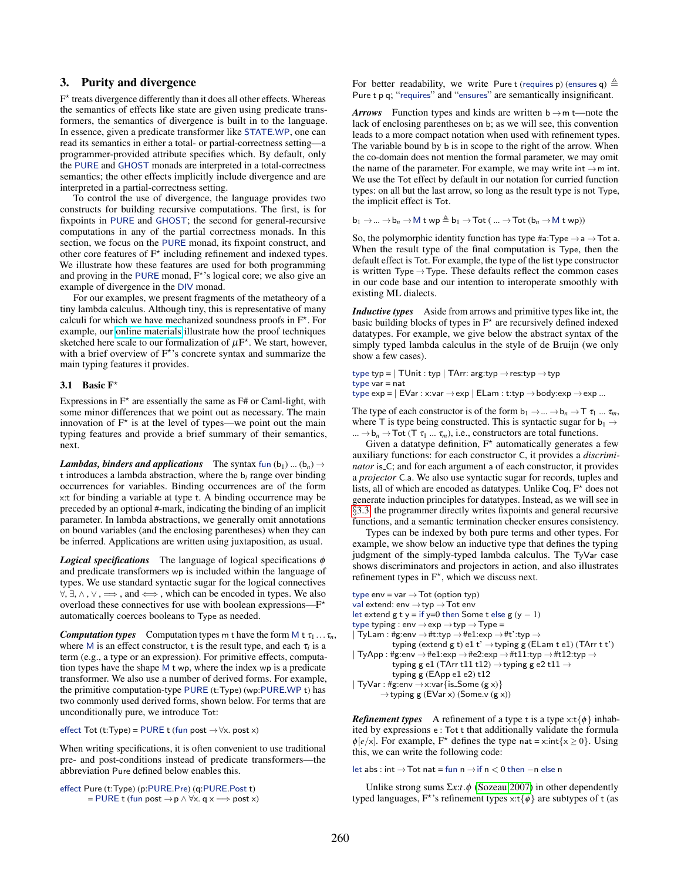## 3. Purity and divergence

F$^\star$ treats divergence differently than it does all other effects. Whereas the semantics of effects like state are given using predicate transformers, the semantics of divergence is built in to the language. In essence, given a predicate transformer like STATE.WP, one can read its semantics in either a total- or partial-correctness setting—a programmer-provided attribute specifies which. By default, only the PURE and GHOST monads are interpreted in a total-correctness semantics; the other effects implicitly include divergence and are interpreted in a partial-correctness setting.

To control the use of divergence, the language provides two constructs for building recursive computations. The first, is for fixpoints in PURE and GHOST; the second for general-recursive computations in any of the partial correctness monads. In this section, we focus on the PURE monad, its fixpoint construct, and other core features of F$^\star$ including refinement and indexed types. We illustrate how these features are used for both programming and proving in the PURE monad, F$^\star$'s logical core; we also give an example of divergence in the DIV monad.

For our examples, we present fragments of the metatheory of a tiny lambda calculus. Although tiny, this is representative of many calculi for which we have mechanized soundness proofs in F$^\star$. For example, our online materials illustrate how the proof techniques sketched here scale to our formalization of $\mu$F$^\star$. We start, however, with a brief overview of F$^\star$'s concrete syntax and summarize the main typing features it provides.

### 3.1 Basic F$^\star$

Expressions in F$^\star$ are essentially the same as F# or Caml-light, with some minor differences that we point out as necessary. The main innovation of F$^\star$ is at the level of types—we point out the main typing features and provide a brief summary of their semantics, next.

***Lambdas, binders and applications*** The syntax fun ($b_1$) ... ($b_n$) → t introduces a lambda abstraction, where the $b_i$ range over binding occurrences for variables. Binding occurrences are of the form x:t for binding a variable at type t. A binding occurrence may be preceded by an optional #-mark, indicating the binding of an implicit parameter. In lambda abstractions, we generally omit annotations on bound variables (and the enclosing parentheses) when they can be inferred. Applications are written using juxtaposition, as usual.

***Logical specifications*** The language of logical specifications $\phi$ and predicate transformers wp is included within the language of types. We use standard syntactic sugar for the logical connectives $\forall, \exists, \wedge, \vee, \Longrightarrow$, and $\Longleftrightarrow$, which can be encoded in types. We also overload these connectives for use with boolean expressions—F$^\star$ automatically coerces booleans to Type as needed.

***Computation types*** Computation types m t have the form M t $\tau_1 \ldots \tau_n$, where M is an effect constructor, t is the result type, and each $\tau_i$ is a term (e.g., a type or an expression). For primitive effects, computation types have the shape M t wp, where the index wp is a predicate transformer. We also use a number of derived forms. For example, the primitive computation-type PURE (t:Type) (wp:PURE.WP t) has two commonly used derived forms, shown below. For terms that are unconditionally pure, we introduce Tot:

```
effect Tot (t:Type) = PURE t (fun post → ∀x. post x)
```

When writing specifications, it is often convenient to use traditional pre- and post-conditions instead of predicate transformers—the abbreviation Pure defined below enables this.

```
effect Pure (t:Type) (p:PURE.Pre) (q:PURE.Post t)
       = PURE t (fun post → p ∧ ∀x. q x ⟹ post x)
```

For better readability, we write Pure t (requires p) (ensures q) $\triangleq$ Pure t p q; "requires" and "ensures" are semantically insignificant.

***Arrows*** Function types and kinds are written b → m t—note the lack of enclosing parentheses on b; as we will see, this convention leads to a more compact notation when used with refinement types. The variable bound by b is in scope to the right of the arrow. When the co-domain does not mention the formal parameter, we may omit the name of the parameter. For example, we may write int → m int. We use the Tot effect by default in our notation for curried function types: on all but the last arrow, so long as the result type is not Type, the implicit effect is Tot.

$b_1 \rightarrow \ldots \rightarrow b_n \rightarrow$ M t wp $\triangleq$ $b_1 \rightarrow$ Tot ( ... → Tot ($b_n \rightarrow$ M t wp))

So, the polymorphic identity function has type #a:Type → a → Tot a. When the result type of the final computation is Type, then the default effect is Tot. For example, the type of the list type constructor is written Type → Type. These defaults reflect the common cases in our code base and our intention to interoperate smoothly with existing ML dialects.

***Inductive types*** Aside from arrows and primitive types like int, the basic building blocks of types in F$^\star$ are recursively defined indexed datatypes. For example, we give below the abstract syntax of the simply typed lambda calculus in the style of de Bruijn (we only show a few cases).

```
type typ = | TUnit : typ | TArr: arg:typ → res:typ → typ
type var = nat
type exp = | EVar : x:var → exp | ELam : t:typ → body:exp → exp ...
```

The type of each constructor is of the form $b_1 \rightarrow \ldots \rightarrow b_n \rightarrow$ T $\tau_1 \ldots \tau_m$, where T is type being constructed. This is syntactic sugar for $b_1 \rightarrow \ldots \rightarrow b_n \rightarrow$ Tot (T $\tau_1 \ldots \tau_m$), i.e., constructors are total functions.

Given a datatype definition, F$^\star$ automatically generates a few auxiliary functions: for each constructor C, it provides a *discriminator* is_C; and for each argument a of each constructor, it provides a *projector* C.a. We also use syntactic sugar for records, tuples and lists, all of which are encoded as datatypes. Unlike Coq, F$^\star$ does not generate induction principles for datatypes. Instead, as we will see in §3.3, the programmer directly writes fixpoints and general recursive functions, and a semantic termination checker ensures consistency.

Types can be indexed by both pure terms and other types. For example, we show below an inductive type that defines the typing judgment of the simply-typed lambda calculus. The TyVar case shows discriminators and projectors in action, and also illustrates refinement types in F$^\star$, which we discuss next.

```
type env = var → Tot (option typ)
val extend: env → typ → Tot env
let extend g t y = if y=0 then Some t else g (y − 1)
type typing : env → exp → typ → Type =
| TyLam : #g:env → #t:typ → #e1:exp → #t':typ →
          typing (extend g t) e1 t' → typing g (ELam t e1) (TArr t t')
| TyApp : #g:env → #e1:exp → #e2:exp → #t11:typ → #t12:typ →
          typing g e1 (TArr t11 t12) → typing g e2 t11 →
          typing g (EApp e1 e2) t12
| TyVar : #g:env → x:var{is_Some (g x)}
          → typing g (EVar x) (Some.v (g x))
```

***Refinement types*** A refinement of a type t is a type x:t{$\phi$} inhabited by expressions e : Tot t that additionally validate the formula $\phi[e/x]$. For example, F$^\star$ defines the type nat = x:int{x $\geq$ 0}. Using this, we can write the following code:

```
let abs : int → Tot nat = fun n → if n < 0 then −n else n
```

Unlike strong sums $\Sigma x{:}t.\phi$ (Sozeau 2007) in other dependently typed languages, F$^\star$'s refinement types x:t{$\phi$} are subtypes of t (as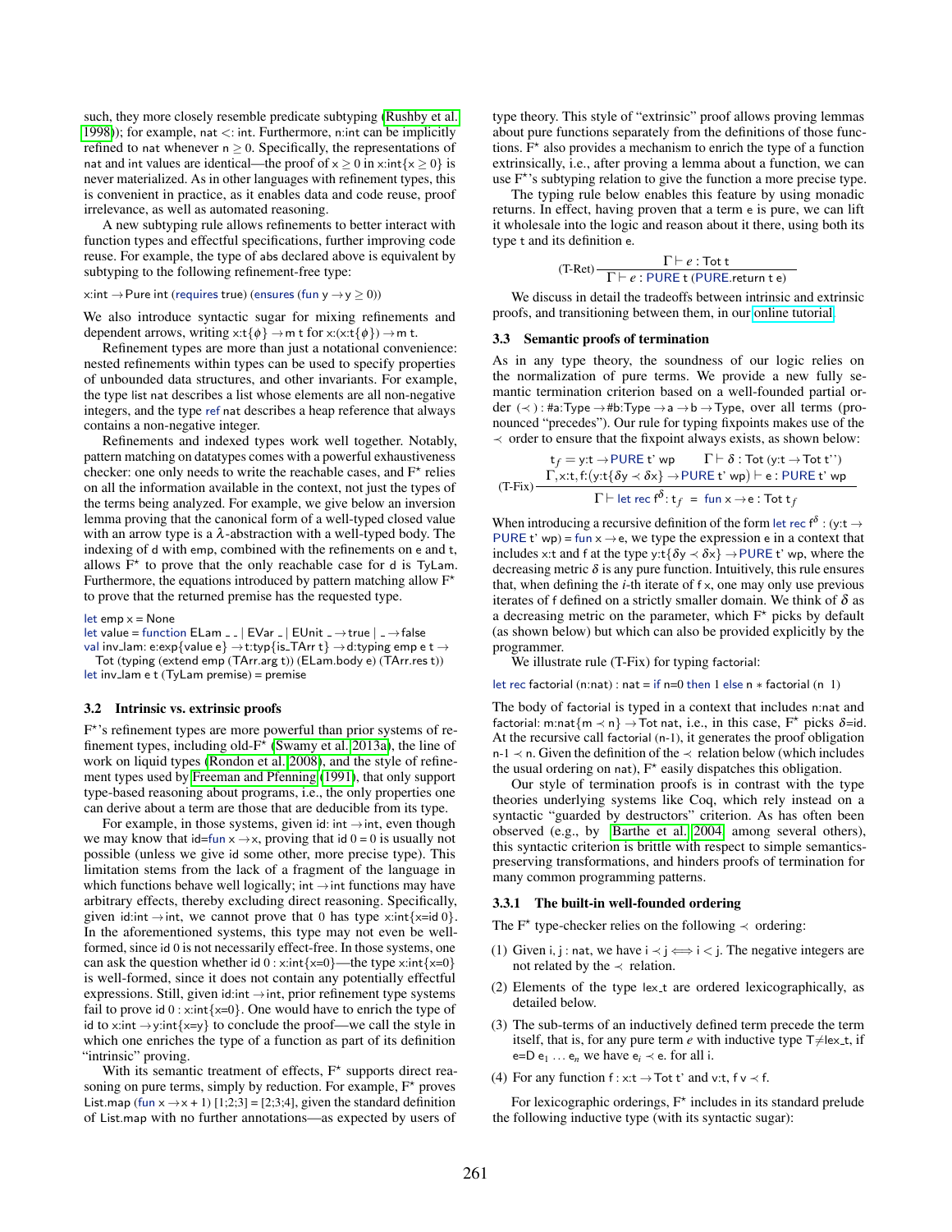such, they more closely resemble predicate subtyping (Rushby et al. 1998)); for example, nat <: int. Furthermore, n:int can be implicitly refined to nat whenever $n \geq 0$. Specifically, the representations of nat and int values are identical—the proof of $x \geq 0$ in x:int{$x \geq 0$} is never materialized. As in other languages with refinement types, this is convenient in practice, as it enables data and code reuse, proof irrelevance, as well as automated reasoning.

A new subtyping rule allows refinements to better interact with function types and effectful specifications, further improving code reuse. For example, the type of abs declared above is equivalent by subtyping to the following refinement-free type:

```
x:int → Pure int (requires true) (ensures (fun y → y ≥ 0))
```

We also introduce syntactic sugar for mixing refinements and dependent arrows, writing x:t{$\phi$} → m t for x:(x:t{$\phi$}) → m t.

Refinement types are more than just a notational convenience: nested refinements within types can be used to specify properties of unbounded data structures, and other invariants. For example, the type list nat describes a list whose elements are all non-negative integers, and the type ref nat describes a heap reference that always contains a non-negative integer.

Refinements and indexed types work well together. Notably, pattern matching on datatypes comes with a powerful exhaustiveness checker: one only needs to write the reachable cases, and F* relies on all the information available in the context, not just the types of the terms being analyzed. For example, we give below an inversion lemma proving that the canonical form of a well-typed closed value with an arrow type is a $\lambda$-abstraction with a well-typed body. The indexing of d with emp, combined with the refinements on e and t, allows F* to prove that the only reachable case for d is TyLam. Furthermore, the equations introduced by pattern matching allow F* to prove that the returned premise has the requested type.

```
let emp x = None
let value = function ELam _ _ | EVar _ | EUnit _ → true | _ → false
val inv_lam: e:exp{value e} → t:typ{is_TArr t} → d:typing emp e t →
  Tot (typing (extend emp (TArr.arg t)) (ELam.body e) (TArr.res t))
let inv_lam e t (TyLam premise) = premise
```

### 3.2 Intrinsic vs. extrinsic proofs

F*'s refinement types are more powerful than prior systems of refinement types, including old-F* (Swamy et al. 2013a), the line of work on liquid types (Rondon et al. 2008), and the style of refinement types used by Freeman and Pfenning (1991), that only support type-based reasoning about programs, i.e., the only properties one can derive about a term are those that are deducible from its type.

For example, in those systems, given id: int → int, even though we may know that id=fun x → x, proving that id 0 = 0 is usually not possible (unless we give id some other, more precise type). This limitation stems from the lack of a fragment of the language in which functions behave well logically; int → int functions may have arbitrary effects, thereby excluding direct reasoning. Specifically, given id:int → int, we cannot prove that 0 has type x:int{x=id 0}. In the aforementioned systems, this type may not even be well-formed, since id 0 is not necessarily effect-free. In those systems, one can ask the question whether id 0 : x:int{x=0}—the type x:int{x=0} is well-formed, since it does not contain any potentially effectful expressions. Still, given id:int → int, prior refinement type systems fail to prove id 0 : x:int{x=0}. One would have to enrich the type of id to x:int → y:int{x=y} to conclude the proof—we call the style in which one enriches the type of a function as part of its definition "intrinsic" proving.

With its semantic treatment of effects, F* supports direct reasoning on pure terms, simply by reduction. For example, F* proves List.map (fun x → x + 1) [1;2;3] = [2;3;4], given the standard definition of List.map with no further annotations—as expected by users of type theory. This style of "extrinsic" proof allows proving lemmas about pure functions separately from the definitions of those functions. F* also provides a mechanism to enrich the type of a function extrinsically, i.e., after proving a lemma about a function, we can use F*'s subtyping relation to give the function a more precise type.

The typing rule below enables this feature by using monadic returns. In effect, having proven that a term e is pure, we can lift it wholesale into the logic and reason about it there, using both its type t and its definition e.

$$\text{(T-Ret)}\ \frac{\Gamma \vdash e : \mathsf{Tot}\ t}{\Gamma \vdash e : \mathsf{PURE}\ t\ (\mathsf{PURE.return}\ t\ e)}$$

We discuss in detail the tradeoffs between intrinsic and extrinsic proofs, and transitioning between them, in our online tutorial.

### 3.3 Semantic proofs of termination

As in any type theory, the soundness of our logic relies on the normalization of pure terms. We provide a new fully semantic termination criterion based on a well-founded partial order $(\prec)$ : #a:Type → #b:Type → a → b → Type, over all terms (pronounced "precedes"). Our rule for typing fixpoints makes use of the $\prec$ order to ensure that the fixpoint always exists, as shown below:

$$\text{(T-Fix)}\ \frac{t_f = y{:}t \to \mathsf{PURE}\ t'\ wp \qquad \Gamma \vdash \delta : \mathsf{Tot}\ (y{:}t \to \mathsf{Tot}\ t'') \qquad \Gamma, x{:}t, f{:}(y{:}t\{\delta y \prec \delta x\} \to \mathsf{PURE}\ t'\ wp) \vdash e : \mathsf{PURE}\ t'\ wp}{\Gamma \vdash \mathsf{let\ rec}\ f^{\delta} : t_f\ =\ \mathsf{fun}\ x \to e : \mathsf{Tot}\ t_f}$$

When introducing a recursive definition of the form let rec $f^{\delta}$ : (y:t → PURE t' wp) = fun x → e, we type the expression e in a context that includes x:t and f at the type y:t{$\delta y \prec \delta x$} → PURE t' wp, where the decreasing metric $\delta$ is any pure function. Intuitively, this rule ensures that, when defining the $i$-th iterate of f x, one may only use previous iterates of f defined on a strictly smaller domain. We think of $\delta$ as a decreasing metric on the parameter, which F* picks by default (as shown below) but which can also be provided explicitly by the programmer.

We illustrate rule (T-Fix) for typing factorial:

```
let rec factorial (n:nat) : nat = if n=0 then 1 else n ∗ factorial (n 1)
```

The body of factorial is typed in a context that includes n:nat and factorial: m:nat{$m \prec n$} → Tot nat, i.e., in this case, F* picks $\delta$=id. At the recursive call factorial (n-1), it generates the proof obligation $n\text{-}1 \prec n$. Given the definition of the $\prec$ relation below (which includes the usual ordering on nat), F* easily dispatches this obligation.

Our style of termination proofs is in contrast with the type theories underlying systems like Coq, which rely instead on a syntactic "guarded by destructors" criterion. As has often been observed (e.g., by Barthe et al. 2004 among several others), this syntactic criterion is brittle with respect to simple semantics-preserving transformations, and hinders proofs of termination for many common programming patterns.

#### 3.3.1 The built-in well-founded ordering

The F* type-checker relies on the following $\prec$ ordering:

(1) Given i, j : nat, we have $i \prec j \iff i < j$. The negative integers are not related by the $\prec$ relation.

(2) Elements of the type lex_t are ordered lexicographically, as detailed below.

(3) The sub-terms of an inductively defined term precede the term itself, that is, for any pure term $e$ with inductive type T≠lex_t, if e=D $e_1 \ldots e_n$ we have $e_i \prec e$. for all i.

(4) For any function f : x:t → Tot t' and v:t, f v $\prec$ f.

For lexicographic orderings, F* includes in its standard prelude the following inductive type (with its syntactic sugar):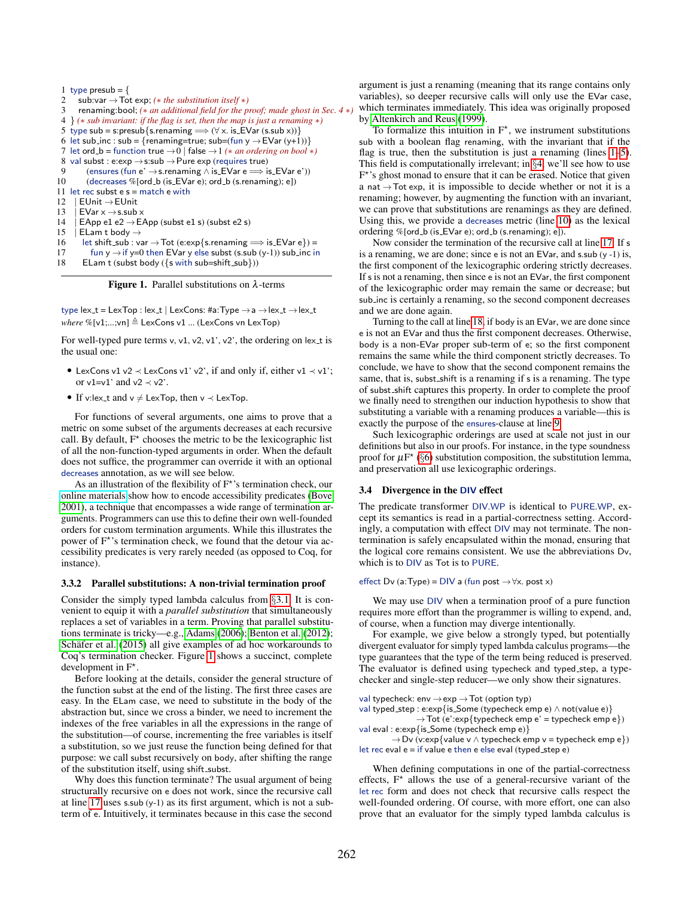```
1 type presub = {
2   sub:var → Tot exp; (* the substitution itself *)
3   renaming:bool; (* an additional field for the proof; made ghost in Sec. 4 *)
4 } (* sub invariant: if the flag is set, then the map is just a renaming *)
5 type sub = s:presub{s.renaming ⟹ (∀ x. is_EVar (s.sub x))}
6 let sub_inc : sub = {renaming=true; sub=(fun y → EVar (y+1))}
7 let ord_b = function true → 0 | false → 1 (* an ordering on bool *)
8 val subst : e:exp → s:sub → Pure exp (requires true)
9     (ensures (fun e' → s.renaming ∧ is_EVar e ⟹ is_EVar e'))
10    (decreases %[ord_b (is_EVar e); ord_b (s.renaming); e])
11 let rec subst e s = match e with
12   | EUnit → EUnit
13   | EVar x → s.sub x
14   | EApp e1 e2 → EApp (subst e1 s) (subst e2 s)
15   | ELam t body →
16     let shift_sub : var → Tot (e:exp{s.renaming ⟹ is_EVar e}) =
17       fun y → if y=0 then EVar y else subst (s.sub (y-1)) sub_inc in
18     ELam t (subst body ({s with sub=shift_sub}))
```

**Figure 1.** Parallel substitutions on $\lambda$-terms

```
type lex_t = LexTop : lex_t | LexCons: #a:Type → a → lex_t → lex_t
where %[v1;...;vn] ≜ LexCons v1 ... (LexCons vn LexTop)
```

For well-typed pure terms v, v1, v2, v1', v2', the ordering on lex_t is the usual one:

- LexCons v1 v2 $\prec$ LexCons v1' v2', if and only if, either v1 $\prec$ v1'; or v1=v1' and v2 $\prec$ v2'.
- If v:lex_t and v $\neq$ LexTop, then v $\prec$ LexTop.

For functions of several arguments, one aims to prove that a metric on some subset of the arguments decreases at each recursive call. By default, F$^\star$ chooses the metric to be the lexicographic list of all the non-function-typed arguments in order. When the default does not suffice, the programmer can override it with an optional decreases annotation, as we will see below.

As an illustration of the flexibility of F$^\star$'s termination check, our online materials show how to encode accessibility predicates (Bove 2001), a technique that encompasses a wide range of termination arguments. Programmers can use this to define their own well-founded orders for custom termination arguments. While this illustrates the power of F$^\star$'s termination check, we found that the detour via accessibility predicates is very rarely needed (as opposed to Coq, for instance).

#### 3.3.2 Parallel substitutions: A non-trivial termination proof

Consider the simply typed lambda calculus from §3.1. It is convenient to equip it with a *parallel substitution* that simultaneously replaces a set of variables in a term. Proving that parallel substitutions terminate is tricky—e.g., Adams (2006); Benton et al. (2012); Schäfer et al. (2015) all give examples of ad hoc workarounds to Coq's termination checker. Figure 1 shows a succinct, complete development in F$^\star$.

Before looking at the details, consider the general structure of the function subst at the end of the listing. The first three cases are easy. In the ELam case, we need to substitute in the body of the abstraction but, since we cross a binder, we need to increment the indexes of the free variables in all the expressions in the range of the substitution—of course, incrementing the free variables is itself a substitution, so we just reuse the function being defined for that purpose: we call subst recursively on body, after shifting the range of the substitution itself, using shift_subst.

Why does this function terminate? The usual argument of being structurally recursive on e does not work, since the recursive call at line 17 uses s.sub (y-1) as its first argument, which is not a sub-term of e. Intuitively, it terminates because in this case the second argument is just a renaming (meaning that its range contains only variables), so deeper recursive calls will only use the EVar case, which terminates immediately. This idea was originally proposed by Altenkirch and Reus (1999).

To formalize this intuition in F$^\star$, we instrument substitutions sub with a boolean flag renaming, with the invariant that if the flag is true, then the substitution is just a renaming (lines 1–5). This field is computationally irrelevant; in §4, we'll see how to use F$^\star$'s ghost monad to ensure that it can be erased. Notice that given a nat → Tot exp, it is impossible to decide whether or not it is a renaming; however, by augmenting the function with an invariant, we can prove that substitutions are renamings as they are defined. Using this, we provide a decreases metric (line 10) as the lexical ordering %[ord_b (is_EVar e); ord_b (s.renaming); e]).

Now consider the termination of the recursive call at line 17. If s is a renaming, we are done; since e is not an EVar, and s.sub (y -1) is, the first component of the lexicographic ordering strictly decreases. If s is not a renaming, then since e is not an EVar, the first component of the lexicographic order may remain the same or decrease; but sub_inc is certainly a renaming, so the second component decreases and we are done again.

Turning to the call at line 18, if body is an EVar, we are done since e is not an EVar and thus the first component decreases. Otherwise, body is a non-EVar proper sub-term of e; so the first component remains the same while the third component strictly decreases. To conclude, we have to show that the second component remains the same, that is, subst_shift is a renaming if s is a renaming. The type of subst_shift captures this property. In order to complete the proof we finally need to strengthen our induction hypothesis to show that substituting a variable with a renaming produces a variable—this is exactly the purpose of the ensures-clause at line 9.

Such lexicographic orderings are used at scale not just in our definitions but also in our proofs. For instance, in the type soundness proof for $\mu$F$^\star$ (§6) substitution composition, the substitution lemma, and preservation all use lexicographic orderings.

### 3.4 Divergence in the DIV effect

The predicate transformer DIV.WP is identical to PURE.WP, except its semantics is read in a partial-correctness setting. Accordingly, a computation with effect DIV may not terminate. The non-termination is safely encapsulated within the monad, ensuring that the logical core remains consistent. We use the abbreviations Dv, which is to DIV as Tot is to PURE.

```
effect Dv (a:Type) = DIV a (fun post → ∀x. post x)
```

We may use DIV when a termination proof of a pure function requires more effort than the programmer is willing to expend, and, of course, when a function may diverge intentionally.

For example, we give below a strongly typed, but potentially divergent evaluator for simply typed lambda calculus programs—the type guarantees that the type of the term being reduced is preserved. The evaluator is defined using typecheck and typed_step, a type-checker and single-step reducer—we only show their signatures.

```
val typecheck: env → exp → Tot (option typ)
val typed_step : e:exp{is_Some (typecheck emp e) ∧ not(value e)}
               → Tot (e':exp{typecheck emp e' = typecheck emp e})
val eval : e:exp{is_Some (typecheck emp e)}
         → Dv (v:exp{value v ∧ typecheck emp v = typecheck emp e})
let rec eval e = if value e then e else eval (typed_step e)
```

When defining computations in one of the partial-correctness effects, F$^\star$ allows the use of a general-recursive variant of the let rec form and does not check that recursive calls respect the well-founded ordering. Of course, with more effort, one can also prove that an evaluator for the simply typed lambda calculus is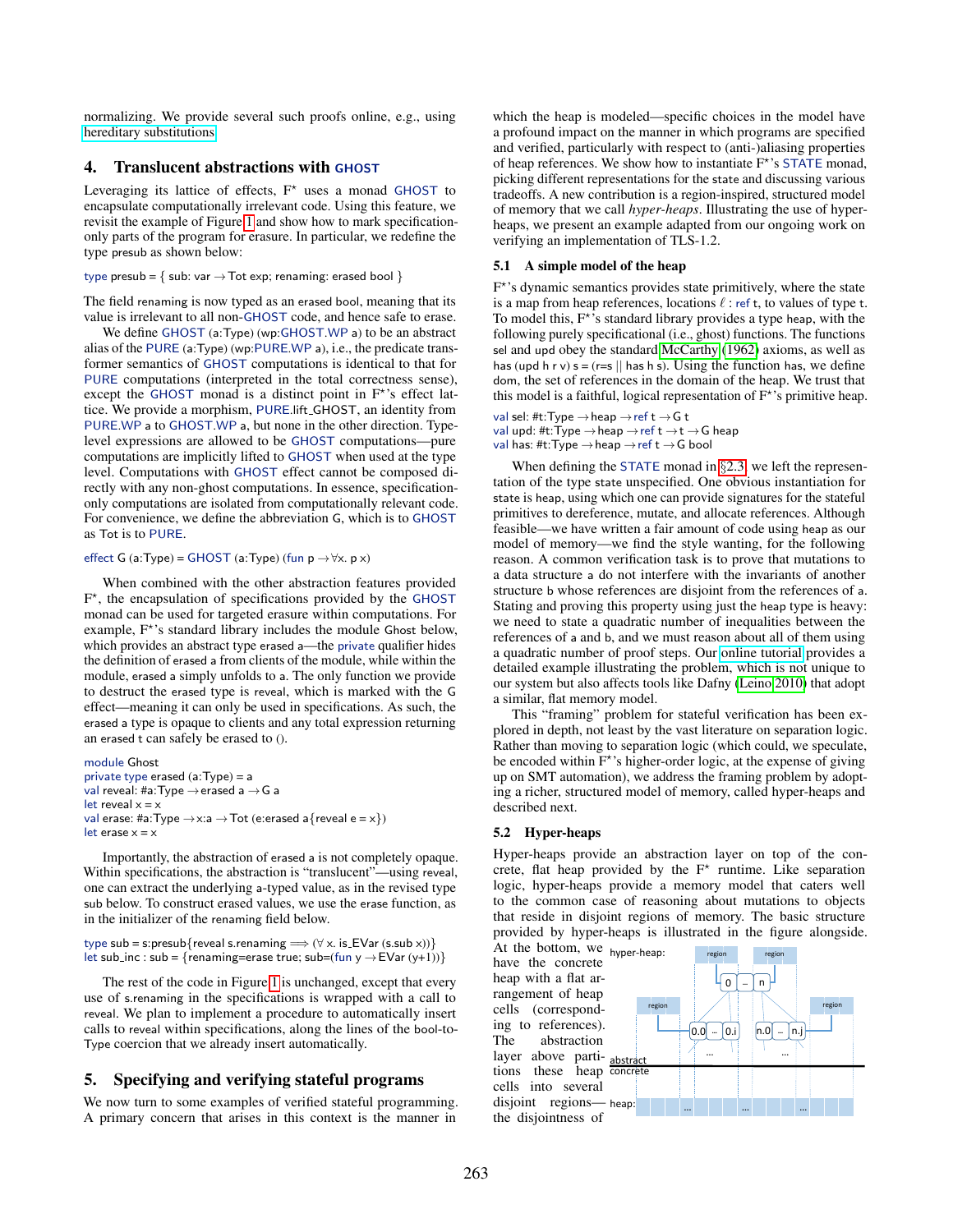normalizing. We provide several such proofs online, e.g., using hereditary substitutions.

## 4. Translucent abstractions with GHOST

Leveraging its lattice of effects, F⋆ uses a monad GHOST to encapsulate computationally irrelevant code. Using this feature, we revisit the example of Figure 1 and show how to mark specification-only parts of the program for erasure. In particular, we redefine the type presub as shown below:

```
type presub = { sub: var → Tot exp; renaming: erased bool }
```

The field renaming is now typed as an erased bool, meaning that its value is irrelevant to all non-GHOST code, and hence safe to erase.

We define GHOST (a:Type) (wp:GHOST.WP a) to be an abstract alias of the PURE (a:Type) (wp:PURE.WP a), i.e., the predicate transformer semantics of GHOST computations is identical to that for PURE computations (interpreted in the total correctness sense), except the GHOST monad is a distinct point in F⋆'s effect lattice. We provide a morphism, PURE.lift_GHOST, an identity from PURE.WP a to GHOST.WP a, but none in the other direction. Type-level expressions are allowed to be GHOST computations—pure computations are implicitly lifted to GHOST when used at the type level. Computations with GHOST effect cannot be composed directly with any non-ghost computations. In essence, specification-only computations are isolated from computationally relevant code. For convenience, we define the abbreviation G, which is to GHOST as Tot is to PURE.

```
effect G (a:Type) = GHOST (a:Type) (fun p → ∀x. p x)
```

When combined with the other abstraction features provided F⋆, the encapsulation of specifications provided by the GHOST monad can be used for targeted erasure within computations. For example, F⋆'s standard library includes the module Ghost below, which provides an abstract type erased a—the private qualifier hides the definition of erased a from clients of the module, while within the module, erased a simply unfolds to a. The only function we provide to destruct the erased type is reveal, which is marked with the G effect—meaning it can only be used in specifications. As such, the erased a type is opaque to clients and any total expression returning an erased t can safely be erased to ().

```
module Ghost
private type erased (a:Type) = a
val reveal: #a:Type → erased a → G a
let reveal x = x
val erase: #a:Type → x:a → Tot (e:erased a{reveal e = x})
let erase x = x
```

Importantly, the abstraction of erased a is not completely opaque. Within specifications, the abstraction is "translucent"—using reveal, one can extract the underlying a-typed value, as in the revised type sub below. To construct erased values, we use the erase function, as in the initializer of the renaming field below.

```
type sub = s:presub{reveal s.renaming ⟹ (∀ x. is_EVar (s.sub x))}
let sub_inc : sub = {renaming=erase true; sub=(fun y → EVar (y+1))}
```

The rest of the code in Figure 1 is unchanged, except that every use of s.renaming in the specifications is wrapped with a call to reveal. We plan to implement a procedure to automatically insert calls to reveal within specifications, along the lines of the bool-to-Type coercion that we already insert automatically.

## 5. Specifying and verifying stateful programs

We now turn to some examples of verified stateful programming. A primary concern that arises in this context is the manner in which the heap is modeled—specific choices in the model have a profound impact on the manner in which programs are specified and verified, particularly with respect to (anti-)aliasing properties of heap references. We show how to instantiate F⋆'s STATE monad, picking different representations for the state and discussing various tradeoffs. A new contribution is a region-inspired, structured model of memory that we call *hyper-heaps*. Illustrating the use of hyper-heaps, we present an example adapted from our ongoing work on verifying an implementation of TLS-1.2.

### 5.1 A simple model of the heap

F⋆'s dynamic semantics provides state primitively, where the state is a map from heap references, locations $\ell$ : ref t, to values of type t. To model this, F⋆'s standard library provides a type heap, with the following purely specificational (i.e., ghost) functions. The functions sel and upd obey the standard McCarthy (1962) axioms, as well as has (upd h r v) s = (r=s || has h s). Using the function has, we define dom, the set of references in the domain of the heap. We trust that this model is a faithful, logical representation of F⋆'s primitive heap.

```
val sel: #t:Type → heap → ref t → G t
val upd: #t:Type → heap → ref t → t → G heap
val has: #t:Type → heap → ref t → G bool
```

When defining the STATE monad in §2.3, we left the representation of the type state unspecified. One obvious instantiation for state is heap, using which one can provide signatures for the stateful primitives to dereference, mutate, and allocate references. Although feasible—we have written a fair amount of code using heap as our model of memory—we find the style wanting, for the following reason. A common verification task is to prove that mutations to a data structure a do not interfere with the invariants of another structure b whose references are disjoint from the references of a. Stating and proving this property using just the heap type is heavy: we need to state a quadratic number of inequalities between the references of a and b, and we must reason about all of them using a quadratic number of proof steps. Our online tutorial provides a detailed example illustrating the problem, which is not unique to our system but also affects tools like Dafny (Leino 2010) that adopt a similar, flat memory model.

This "framing" problem for stateful verification has been explored in depth, not least by the vast literature on separation logic. Rather than moving to separation logic (which could, we speculate, be encoded within F⋆'s higher-order logic, at the expense of giving up on SMT automation), we address the framing problem by adopting a richer, structured model of memory, called hyper-heaps and described next.

### 5.2 Hyper-heaps

Hyper-heaps provide an abstraction layer on top of the concrete, flat heap provided by the F⋆ runtime. Like separation logic, hyper-heaps provide a memory model that caters well to the common case of reasoning about mutations to objects that reside in disjoint regions of memory. The basic structure provided by hyper-heaps is illustrated in the figure alongside. At the bottom, we have the concrete heap with a flat arrangement of heap cells (corresponding to references). The abstraction layer above partitions these heap cells into several disjoint regions—the disjointness of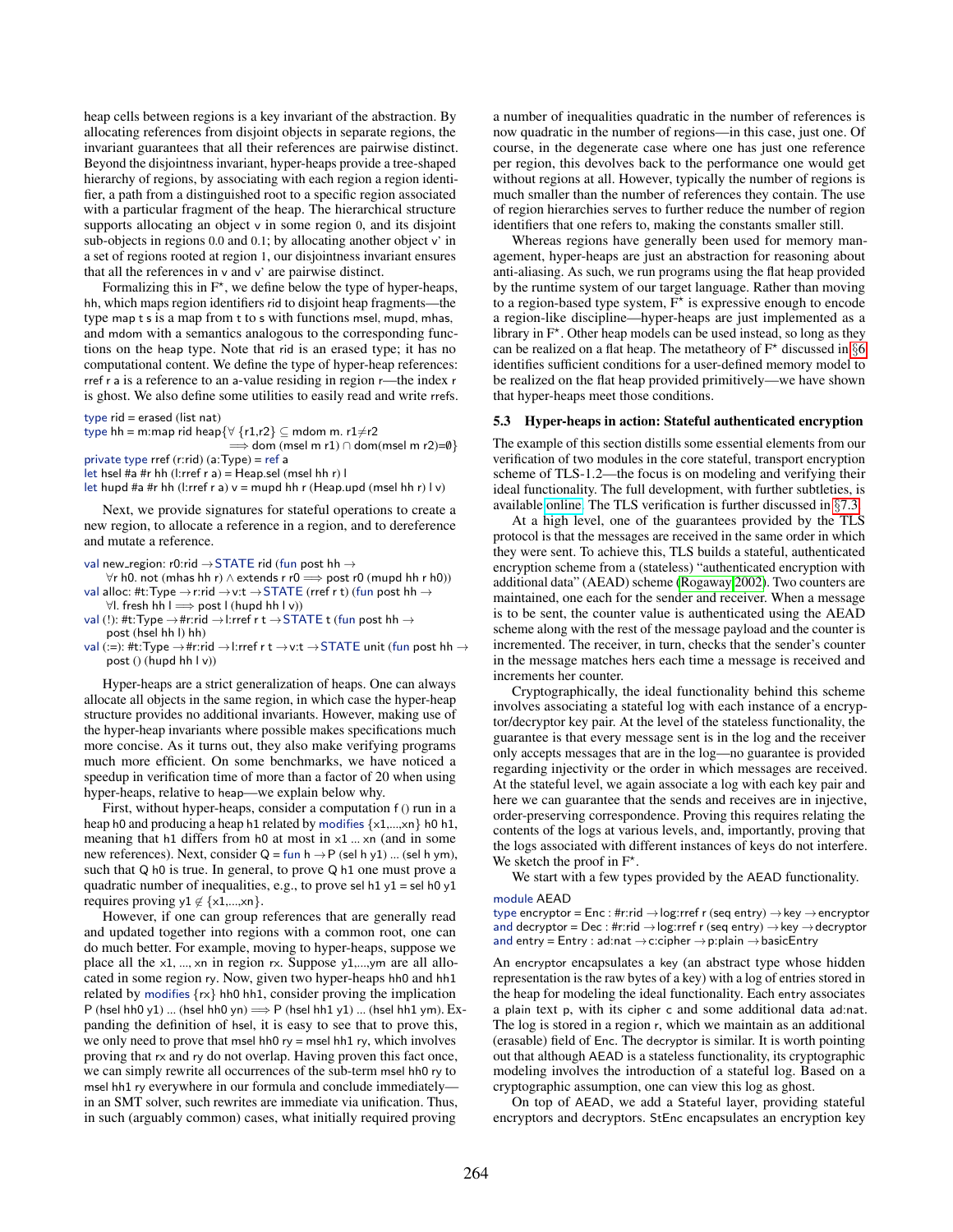heap cells between regions is a key invariant of the abstraction. By allocating references from disjoint objects in separate regions, the invariant guarantees that all their references are pairwise distinct. Beyond the disjointness invariant, hyper-heaps provide a tree-shaped hierarchy of regions, by associating with each region a region identifier, a path from a distinguished root to a specific region associated with a particular fragment of the heap. The hierarchical structure supports allocating an object v in some region 0, and its disjoint sub-objects in regions 0.0 and 0.1; by allocating another object v' in a set of regions rooted at region 1, our disjointness invariant ensures that all the references in v and v' are pairwise distinct.

Formalizing this in F*, we define below the type of hyper-heaps, hh, which maps region identifiers rid to disjoint heap fragments—the type map t s is a map from t to s with functions msel, mupd, mhas, and mdom with a semantics analogous to the corresponding functions on the heap type. Note that rid is an erased type; it has no computational content. We define the type of hyper-heap references: rref r a is a reference to an a-value residing in region r—the index r is ghost. We also define some utilities to easily read and write rrefs.

```
type rid = erased (list nat)
type hh = m:map rid heap{∀ {r1,r2} ⊆ mdom m. r1≠r2
                           ⟹ dom (msel m r1) ∩ dom(msel m r2)=∅}
private type rref (r:rid) (a:Type) = ref a
let hsel #a #r hh (l:rref r a) = Heap.sel (msel hh r) l
let hupd #a #r hh (l:rref r a) v = mupd hh r (Heap.upd (msel hh r) l v)
```

Next, we provide signatures for stateful operations to create a new region, to allocate a reference in a region, and to dereference and mutate a reference.

```
val new_region: r0:rid →STATE rid (fun post hh →
    ∀r h0. not (mhas hh r) ∧ extends r r0 ⟹ post r0 (mupd hh r h0))
val alloc: #t:Type →r:rid →v:t →STATE (rref r t) (fun post hh →
    ∀l. fresh hh l ⟹ post l (hupd hh l v))
val (!): #t:Type →#r:rid →l:rref r t →STATE t (fun post hh →
    post (hsel hh l) hh)
val (:=): #t:Type →#r:rid →l:rref r t →v:t →STATE unit (fun post hh →
    post () (hupd hh l v))
```

Hyper-heaps are a strict generalization of heaps. One can always allocate all objects in the same region, in which case the hyper-heap structure provides no additional invariants. However, making use of the hyper-heap invariants where possible makes specifications much more concise. As it turns out, they also make verifying programs much more efficient. On some benchmarks, we have noticed a speedup in verification time of more than a factor of 20 when using hyper-heaps, relative to heap—we explain below why.

First, without hyper-heaps, consider a computation f () run in a heap h0 and producing a heap h1 related by modifies {x1,...,xn} h0 h1, meaning that h1 differs from h0 at most in x1 ... xn (and in some new references). Next, consider Q = fun h →P (sel h y1) ... (sel h ym), such that Q h0 is true. In general, to prove Q h1 one must prove a quadratic number of inequalities, e.g., to prove sel h1 y1 = sel h0 y1 requires proving y1 ∉ {x1,...,xn}.

However, if one can group references that are generally read and updated together into regions with a common root, one can do much better. For example, moving to hyper-heaps, suppose we place all the x1, ..., xn in region rx. Suppose y1,...,ym are all allocated in some region ry. Now, given two hyper-heaps hh0 and hh1 related by modifies {rx} hh0 hh1, consider proving the implication P (hsel hh0 y1) ... (hsel hh0 yn) ⟹ P (hsel hh1 y1) ... (hsel hh1 yn). Expanding the definition of hsel, it is easy to see that to prove this, we only need to prove that msel hh0 ry = msel hh1 ry, which involves proving that rx and ry do not overlap. Having proven this fact once, we can simply rewrite all occurrences of the sub-term msel hh0 ry to msel hh1 ry everywhere in our formula and conclude immediately—in an SMT solver, such rewrites are immediate via unification. Thus, in such (arguably common) cases, what initially required proving a number of inequalities quadratic in the number of references is now quadratic in the number of regions—in this case, just one. Of course, in the degenerate case where one has just one reference per region, this devolves back to the performance one would get without regions at all. However, typically the number of regions is much smaller than the number of references they contain. The use of region hierarchies serves to further reduce the number of region identifiers that one refers to, making the constants smaller still.

Whereas regions have generally been used for memory management, hyper-heaps are just an abstraction for reasoning about anti-aliasing. As such, we run programs using the flat heap provided by the runtime system of our target language. Rather than moving to a region-based type system, F* is expressive enough to encode a region-like discipline—hyper-heaps are just implemented as a library in F*. Other heap models can be used instead, so long as they can be realized on a flat heap. The metatheory of F* discussed in §6 identifies sufficient conditions for a user-defined memory model to be realized on the flat heap provided primitively—we have shown that hyper-heaps meet those conditions.

### 5.3 Hyper-heaps in action: Stateful authenticated encryption

The example of this section distills some essential elements from our verification of two modules in the core stateful, transport encryption scheme of TLS-1.2—the focus is on modeling and verifying their ideal functionality. The full development, with further subtleties, is available online. The TLS verification is further discussed in §7.3.

At a high level, one of the guarantees provided by the TLS protocol is that the messages are received in the same order in which they were sent. To achieve this, TLS builds a stateful, authenticated encryption scheme from a (stateless) "authenticated encryption with additional data" (AEAD) scheme (Rogaway 2002). Two counters are maintained, one each for the sender and receiver. When a message is to be sent, the counter value is authenticated using the AEAD scheme along with the rest of the message payload and the counter is incremented. The receiver, in turn, checks that the sender's counter in the message matches hers each time a message is received and increments her counter.

Cryptographically, the ideal functionality behind this scheme involves associating a stateful log with each instance of a encryptor/decryptor key pair. At the level of the stateless functionality, the guarantee is that every message sent is in the log and the receiver only accepts messages that are in the log—no guarantee is provided regarding injectivity or the order in which messages are received. At the stateful level, we again associate a log with each key pair and here we can guarantee that the sends and receives are in injective, order-preserving correspondence. Proving this requires relating the contents of the logs at various levels, and, importantly, proving that the logs associated with different instances of keys do not interfere. We sketch the proof in F*.

We start with a few types provided by the AEAD functionality.

```
module AEAD
type encryptor = Enc : #r:rid →log:rref r (seq entry) →key →encryptor
and decryptor = Dec : #r:rid →log:rref r (seq entry) →key →decryptor
and entry = Entry : ad:nat →c:cipher →p:plain →basicEntry
```

An encryptor encapsulates a key (an abstract type whose hidden representation is the raw bytes of a key) with a log of entries stored in the heap for modeling the ideal functionality. Each entry associates a plain text p, with its cipher c and some additional data ad:nat. The log is stored in a region r, which we maintain as an additional (erasable) field of Enc. The decryptor is similar. It is worth pointing out that although AEAD is a stateless functionality, its cryptographic modeling involves the introduction of a stateful log. Based on a cryptographic assumption, one can view this log as ghost.

On top of AEAD, we add a Stateful layer, providing stateful encryptors and decryptors. StEnc encapsulates an encryption key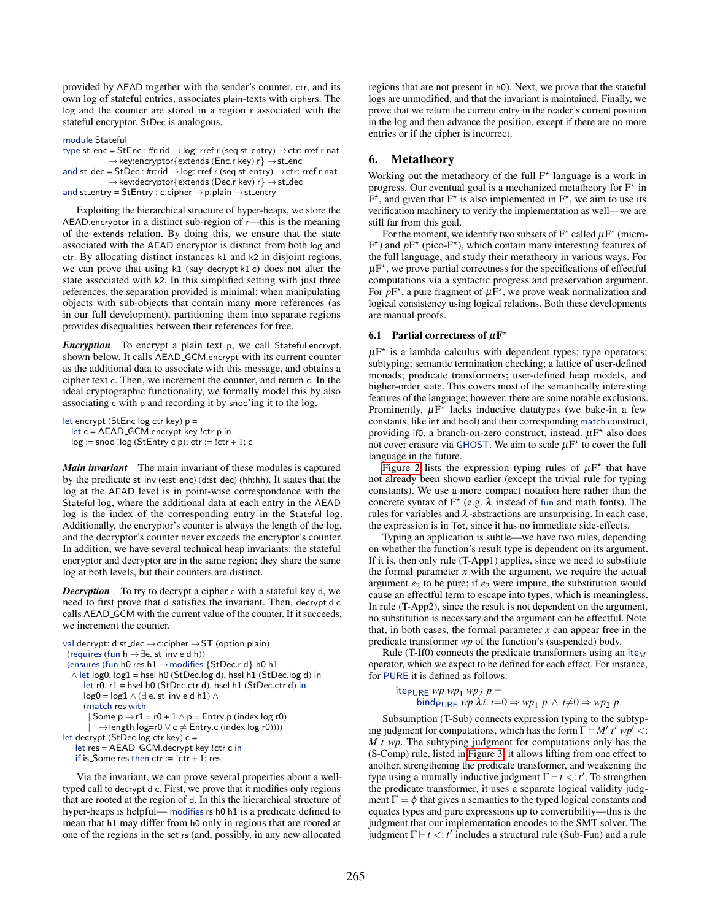provided by AEAD together with the sender's counter, ctr, and its own log of stateful entries, associates plain-texts with ciphers. The log and the counter are stored in a region r associated with the stateful encryptor. StDec is analogous.

```
module Stateful
type st_enc = StEnc : #r:rid → log: rref r (seq st_entry) → ctr: rref r nat
            → key:encryptor{extends (Enc.r key) r} → st_enc
and st_dec = StDec : #r:rid → log: rref r (seq st_entry) → ctr: rref r nat
            → key:decryptor{extends (Dec.r key) r} → st_dec
and st_entry = StEntry : c:cipher → p:plain → st_entry
```

Exploiting the hierarchical structure of hyper-heaps, we store the AEAD.encryptor in a distinct sub-region of r—this is the meaning of the extends relation. By doing this, we ensure that the state associated with the AEAD encryptor is distinct from both log and ctr. By allocating distinct instances k1 and k2 in disjoint regions, we can prove that using k1 (say decrypt k1 c) does not alter the state associated with k2. In this simplified setting with just three references, the separation provided is minimal; when manipulating objects with sub-objects that contain many more references (as in our full development), partitioning them into separate regions provides disequalities between their references for free.

***Encryption*** To encrypt a plain text p, we call Stateful.encrypt, shown below. It calls AEAD_GCM.encrypt with its current counter as the additional data to associate with this message, and obtains a cipher text c. Then, we increment the counter, and return c. In the ideal cryptographic functionality, we formally model this by also associating c with p and recording it by snoc'ing it to the log.

```
let encrypt (StEnc log ctr key) p =
  let c = AEAD_GCM.encrypt key !ctr p in
  log := snoc !log (StEntry c p); ctr := !ctr + 1; c
```

***Main invariant*** The main invariant of these modules is captured by the predicate st_inv (e:st_enc) (d:st_dec) (hh:hh). It states that the log at the AEAD level is in point-wise correspondence with the Stateful log, where the additional data at each entry in the AEAD log is the index of the corresponding entry in the Stateful log. Additionally, the encryptor's counter is always the length of the log, and the decryptor's counter never exceeds the encryptor's counter. In addition, we have several technical heap invariants: the stateful encryptor and decryptor are in the same region; they share the same log at both levels, but their counters are distinct.

***Decryption*** To try to decrypt a cipher c with a stateful key d, we need to first prove that d satisfies the invariant. Then, decrypt d c calls AEAD_GCM with the current value of the counter. If it succeeds, we increment the counter.

```
val decrypt: d:st_dec → c:cipher → ST (option plain)
  (requires (fun h → ∃e. st_inv e d h))
  (ensures (fun h0 res h1 → modifies {StDec.r d} h0 h1
   ∧ let log0, log1 = hsel h0 (StDec.log d), hsel h1 (StDec.log d) in
      let r0, r1 = hsel h0 (StDec.ctr d), hsel h1 (StDec.ctr d) in
      log0 = log1 ∧ (∃ e. st_inv e d h1) ∧
      (match res with
       | Some p → r1 = r0 + 1 ∧ p = Entry.p (index log r0)
       | _ → length log=r0 ∨ c ≠ Entry.c (index log r0))))
let decrypt (StDec log ctr key) c =
    let res = AEAD_GCM.decrypt key !ctr c in
    if is_Some res then ctr := !ctr + 1; res
```

Via the invariant, we can prove several properties about a well-typed call to decrypt d c. First, we prove that it modifies only regions that are rooted at the region of d. In this the hierarchical structure of hyper-heaps is helpful— modifies rs h0 h1 is a predicate defined to mean that h1 may differ from h0 only in regions that are rooted at one of the regions in the set rs (and, possibly, in any new allocated regions that are not present in h0). Next, we prove that the stateful logs are unmodified, and that the invariant is maintained. Finally, we prove that we return the current entry in the reader's current position in the log and then advance the position, except if there are no more entries or if the cipher is incorrect.

## 6. Metatheory

Working out the metatheory of the full F⋆ language is a work in progress. Our eventual goal is a mechanized metatheory for F⋆ in F⋆, and given that F⋆ is also implemented in F⋆, we aim to use its verification machinery to verify the implementation as well—we are still far from this goal.

For the moment, we identify two subsets of F⋆ called $\mu$F⋆ (micro-F⋆) and $p$F⋆ (pico-F⋆), which contain many interesting features of the full language, and study their metatheory in various ways. For $\mu$F⋆, we prove partial correctness for the specifications of effectful computations via a syntactic progress and preservation argument. For $p$F⋆, a pure fragment of $\mu$F⋆, we prove weak normalization and logical consistency using logical relations. Both these developments are manual proofs.

### 6.1 Partial correctness of $\mu$F⋆

$\mu$F⋆ is a lambda calculus with dependent types; type operators; subtyping; semantic termination checking; a lattice of user-defined monads; predicate transformers; user-defined heap models, and higher-order state. This covers most of the semantically interesting features of the language; however, there are some notable exclusions. Prominently, $\mu$F⋆ lacks inductive datatypes (we bake-in a few constants, like int and bool) and their corresponding match construct, providing if0, a branch-on-zero construct, instead. $\mu$F⋆ also does not cover erasure via GHOST. We aim to scale $\mu$F⋆ to cover the full language in the future.

Figure 2 lists the expression typing rules of $\mu$F⋆ that have not already been shown earlier (except the trivial rule for typing constants). We use a more compact notation here rather than the concrete syntax of F⋆ (e.g. $\lambda$ instead of fun and math fonts). The rules for variables and $\lambda$-abstractions are unsurprising. In each case, the expression is in Tot, since it has no immediate side-effects.

Typing an application is subtle—we have two rules, depending on whether the function's result type is dependent on its argument. If it is, then only rule (T-App1) applies, since we need to substitute the formal parameter $x$ with the argument, we require the actual argument $e_2$ to be pure; if $e_2$ were impure, the substitution would cause an effectful term to escape into types, which is meaningless. In rule (T-App2), since the result is not dependent on the argument, no substitution is necessary and the argument can be effectful. Note that, in both cases, the formal parameter $x$ can appear free in the predicate transformer $wp$ of the function's (suspended) body.

Rule (T-If0) connects the predicate transformers using an $\text{ite}_M$ operator, which we expect to be defined for each effect. For instance, for PURE it is defined as follows:

$$\text{ite}_{\text{PURE}}\ wp\ wp_1\ wp_2\ p = \text{bind}_{\text{PURE}}\ wp\ \lambda i.\ i{=}0 \Rightarrow wp_1\ p\ \wedge\ i{\neq}0 \Rightarrow wp_2\ p$$

Subsumption (T-Sub) connects expression typing to the subtyping judgment for computations, which has the form $\Gamma \vdash M'\ t'\ wp' <: M\ t\ wp$. The subtyping judgment for computations only has the (S-Comp) rule, listed in Figure 3; it allows lifting from one effect to another, strengthening the predicate transformer, and weakening the type using a mutually inductive judgment $\Gamma \vdash t <: t'$. To strengthen the predicate transformer, it uses a separate logical validity judgment $\Gamma \models \phi$ that gives a semantics to the typed logical constants and equates types and pure expressions up to convertibility—this is the judgment that our implementation encodes to the SMT solver. The judgment $\Gamma \vdash t <: t'$ includes a structural rule (Sub-Fun) and a rule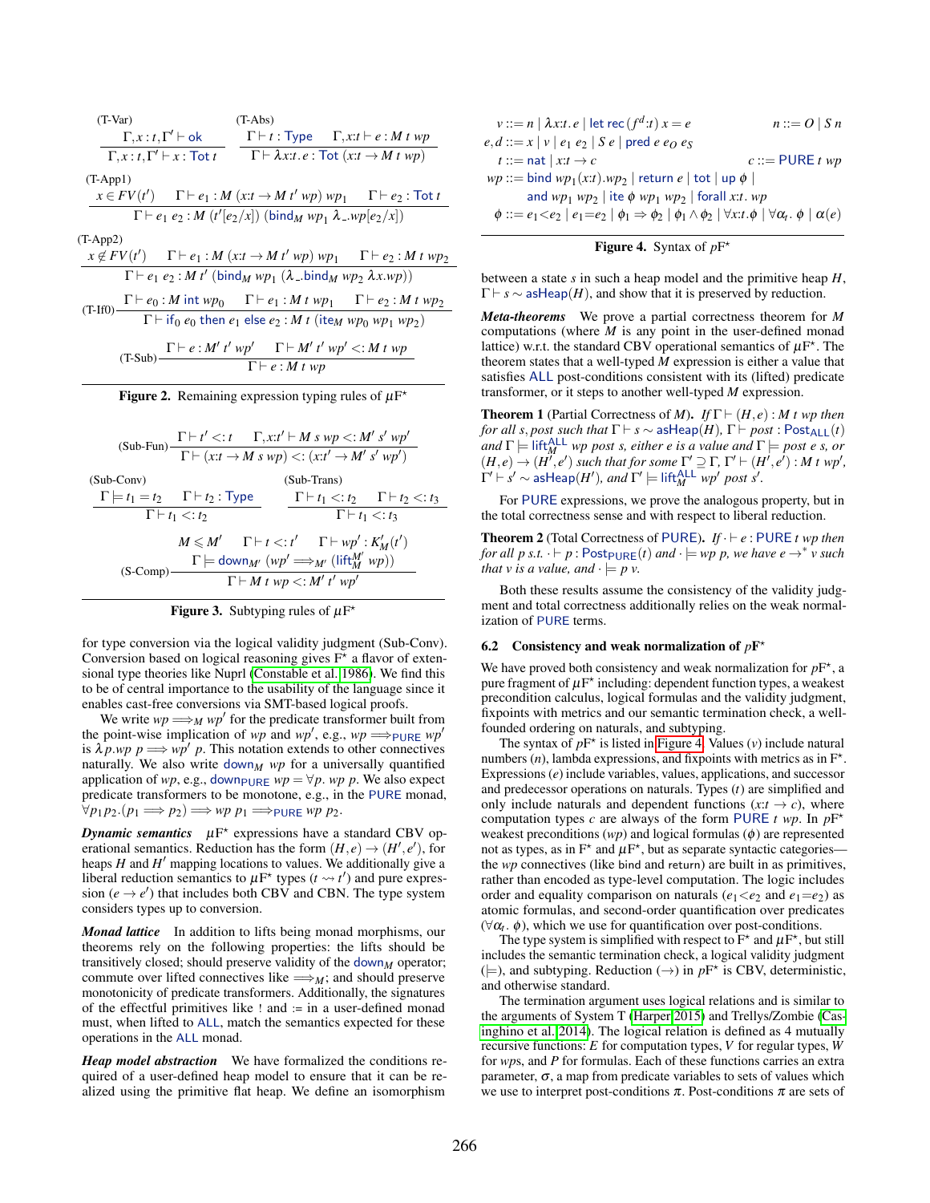$$\text{(T-Var)}\quad \frac{\Gamma, x:t, \Gamma' \vdash \mathsf{ok}}{\Gamma, x:t, \Gamma' \vdash x : \mathsf{Tot}\ t}
\qquad
\text{(T-Abs)}\quad \frac{\Gamma \vdash t : \mathsf{Type} \quad \Gamma, x{:}t \vdash e : M\ t\ wp}{\Gamma \vdash \lambda x{:}t.\, e : \mathsf{Tot}\ (x{:}t \to M\ t\ wp)}$$

$$\text{(T-App1)}\quad \frac{x \in FV(t') \quad \Gamma \vdash e_1 : M\ (x{:}t \to M\ t'\ wp)\ wp_1 \quad \Gamma \vdash e_2 : \mathsf{Tot}\ t}{\Gamma \vdash e_1\ e_2 : M\ (t'[e_2/x])\ (\mathsf{bind}_M\ wp_1\ \lambda\_.wp[e_2/x])}$$

$$\text{(T-App2)}\quad \frac{x \notin FV(t') \quad \Gamma \vdash e_1 : M\ (x{:}t \to M\ t'\ wp)\ wp_1 \quad \Gamma \vdash e_2 : M\ t\ wp_2}{\Gamma \vdash e_1\ e_2 : M\ t'\ (\mathsf{bind}_M\ wp_1\ (\lambda\_.\mathsf{bind}_M\ wp_2\ \lambda x.wp))}$$

$$\text{(T-If0)}\quad \frac{\Gamma \vdash e_0 : M\ \mathsf{int}\ wp_0 \quad \Gamma \vdash e_1 : M\ t\ wp_1 \quad \Gamma \vdash e_2 : M\ t\ wp_2}{\Gamma \vdash \mathsf{if}_0\ e_0\ \mathsf{then}\ e_1\ \mathsf{else}\ e_2 : M\ t\ (\mathsf{ite}_M\ wp_0\ wp_1\ wp_2)}$$

$$\text{(T-Sub)}\quad \frac{\Gamma \vdash e : M'\ t'\ wp' \quad \Gamma \vdash M'\ t'\ wp' <: M\ t\ wp}{\Gamma \vdash e : M\ t\ wp}$$

**Figure 2.** Remaining expression typing rules of $\mu$F$^\star$

$$\text{(Sub-Fun)}\quad \frac{\Gamma \vdash t' <: t \quad \Gamma, x{:}t' \vdash M\ s\ wp <: M'\ s'\ wp'}{\Gamma \vdash (x{:}t \to M\ s\ wp) <: (x{:}t' \to M'\ s'\ wp')}$$

$$\text{(Sub-Conv)}\quad \frac{\Gamma \models t_1 = t_2 \quad \Gamma \vdash t_2 : \mathsf{Type}}{\Gamma \vdash t_1 <: t_2}
\qquad
\text{(Sub-Trans)}\quad \frac{\Gamma \vdash t_1 <: t_2 \quad \Gamma \vdash t_2 <: t_3}{\Gamma \vdash t_1 <: t_3}$$

$$\text{(S-Comp)}\quad \frac{M \leqslant M' \quad \Gamma \vdash t <: t' \quad \Gamma \vdash wp' : K'_M(t') \quad \Gamma \models \mathsf{down}_{M'}\ (wp' \Longrightarrow_{M'} (\mathsf{lift}^{M'}_M\ wp))}{\Gamma \vdash M\ t\ wp <: M'\ t'\ wp'}$$

**Figure 3.** Subtyping rules of $\mu$F$^\star$

for type conversion via the logical validity judgment (Sub-Conv). Conversion based on logical reasoning gives F$^\star$ a flavor of extensional type theories like Nuprl (Constable et al. 1986). We find this to be of central importance to the usability of the language since it enables cast-free conversions via SMT-based logical proofs.

We write $wp \Longrightarrow_M wp'$ for the predicate transformer built from the point-wise implication of $wp$ and $wp'$, e.g., $wp \Longrightarrow_{\mathsf{PURE}} wp'$ is $\lambda p.wp\ p \Longrightarrow wp'\ p$. This notation extends to other connectives naturally. We also write $\mathsf{down}_M\ wp$ for a universally quantified application of $wp$, e.g., $\mathsf{down}_{\mathsf{PURE}}\ wp = \forall p.\ wp\ p$. We also expect predicate transformers to be monotone, e.g., in the PURE monad, $\forall p_1 p_2.(p_1 \Longrightarrow p_2) \Longrightarrow wp\ p_1 \Longrightarrow_{\mathsf{PURE}} wp\ p_2$.

***Dynamic semantics*** $\mu$F$^\star$ expressions have a standard CBV operational semantics. Reduction has the form $(H,e) \to (H',e')$, for heaps $H$ and $H'$ mapping locations to values. We additionally give a liberal reduction semantics to $\mu$F$^\star$ types ($t \rightsquigarrow t'$) and pure expression ($e \to e'$) that includes both CBV and CBN. The type system considers types up to conversion.

***Monad lattice*** In addition to lifts being monad morphisms, our theorems rely on the following properties: the lifts should be transitively closed; should preserve validity of the $\mathsf{down}_M$ operator; commute over lifted connectives like $\Longrightarrow_M$; and should preserve monotonicity of predicate transformers. Additionally, the signatures of the effectful primitives like ! and := in a user-defined monad must, when lifted to ALL, match the semantics expected for these operations in the ALL monad.

***Heap model abstraction*** We have formalized the conditions required of a user-defined heap model to ensure that it can be realized using the primitive flat heap. We define an isomorphism between a state $s$ in such a heap model and the primitive heap $H$, $\Gamma \vdash s \sim \mathsf{asHeap}(H)$, and show that it is preserved by reduction.

***Meta-theorems*** We prove a partial correctness theorem for $M$ computations (where $M$ is any point in the user-defined monad lattice) w.r.t. the standard CBV operational semantics of $\mu$F$^\star$. The theorem states that a well-typed $M$ expression is either a value that satisfies ALL post-conditions consistent with its (lifted) predicate transformer, or it steps to another well-typed $M$ expression.

**Theorem 1** (Partial Correctness of $M$). *If $\Gamma \vdash (H,e) : M\ t\ wp$ then for all $s$, $post$ such that $\Gamma \vdash s \sim \mathsf{asHeap}(H)$, $\Gamma \vdash post : \mathsf{Post}_{\mathsf{ALL}}(t)$ and $\Gamma \models \mathsf{lift}^{\mathsf{ALL}}_M\ wp\ post\ s$, either $e$ is a value and $\Gamma \models post\ e\ s$, or $(H,e) \to (H',e')$ such that for some $\Gamma' \supseteq \Gamma$, $\Gamma' \vdash (H',e') : M\ t\ wp'$, $\Gamma' \vdash s' \sim \mathsf{asHeap}(H')$, and $\Gamma' \models \mathsf{lift}^{\mathsf{ALL}}_M\ wp'\ post\ s'$.*

For PURE expressions, we prove the analogous property, but in the total correctness sense and with respect to liberal reduction.

**Theorem 2** (Total Correctness of PURE). *If $\cdot \vdash e : \mathsf{PURE}\ t\ wp$ then for all $p$ s.t. $\cdot \vdash p : \mathsf{Post}_{\mathsf{PURE}}(t)$ and $\cdot \models wp\ p$, we have $e \to^* v$ such that $v$ is a value, and $\cdot \models p\ v$.*

Both these results assume the consistency of the validity judgment and total correctness additionally relies on the weak normalization of PURE terms.

### 6.2 Consistency and weak normalization of $p$F$^\star$

We have proved both consistency and weak normalization for $p$F$^\star$, a pure fragment of $\mu$F$^\star$ including: dependent function types, a weakest precondition calculus, logical formulas and the validity judgment, fixpoints with metrics and our semantic termination check, a well-founded ordering on naturals, and subtyping.

$$\begin{array}{ll}
v ::= n \mid \lambda x{:}t.\,e \mid \mathsf{let\ rec}\,(f^d{:}t)\,x = e & n ::= O \mid S\ n \\
e, d ::= x \mid v \mid e_1\ e_2 \mid S\ e \mid \mathsf{pred}\ e\ e_O\ e_S & \\
t ::= \mathsf{nat} \mid x{:}t \to c & c ::= \mathsf{PURE}\ t\ wp \\
wp ::= \mathsf{bind}\ wp_1 (x{:}t).wp_2 \mid \mathsf{return}\ e \mid \mathsf{tot} \mid \mathsf{up}\ \phi \mid & \\
\quad\quad \mathsf{and}\ wp_1\ wp_2 \mid \mathsf{ite}\ \phi\ wp_1\ wp_2 \mid \mathsf{forall}\ x{:}t.\ wp & \\
\phi ::= e_1{<}e_2 \mid e_1{=}e_2 \mid \phi_1 \Rightarrow \phi_2 \mid \phi_1 \wedge \phi_2 \mid \forall x{:}t.\phi \mid \forall \alpha_t.\ \phi \mid \alpha(e) &
\end{array}$$

**Figure 4.** Syntax of $p$F$^\star$

The syntax of $p$F$^\star$ is listed in Figure 4. Values ($v$) include natural numbers ($n$), lambda expressions, and fixpoints with metrics as in F$^\star$. Expressions ($e$) include variables, values, applications, and successor and predecessor operations on naturals. Types ($t$) are simplified and only include naturals and dependent functions ($x{:}t \to c$), where computation types $c$ are always of the form PURE $t$ $wp$. In $p$F$^\star$ weakest preconditions ($wp$) and logical formulas ($\phi$) are represented not as types, as in F$^\star$ and $\mu$F$^\star$, but as separate syntactic categories—the $wp$ connectives (like bind and return) are built in as primitives, rather than encoded as type-level computation. The logic includes order and equality comparison on naturals ($e_1{<}e_2$ and $e_1{=}e_2$) as atomic formulas, and second-order quantification over predicates ($\forall \alpha_t.\ \phi$), which we use for quantification over post-conditions.

The type system is simplified with respect to F$^\star$ and $\mu$F$^\star$, but still includes the semantic termination check, a logical validity judgment ($\models$), and subtyping. Reduction ($\to$) in $p$F$^\star$ is CBV, deterministic, and otherwise standard.

The termination argument uses logical relations and is similar to the arguments of System T (Harper 2015) and Trellys/Zombie (Casinghino et al. 2014). The logical relation is defined as 4 mutually recursive functions: $E$ for computation types, $V$ for regular types, $W$ for $wp$s, and $P$ for formulas. Each of these functions carries an extra parameter, $\sigma$, a map from predicate variables to sets of values which we use to interpret post-conditions $\pi$. Post-conditions $\pi$ are sets of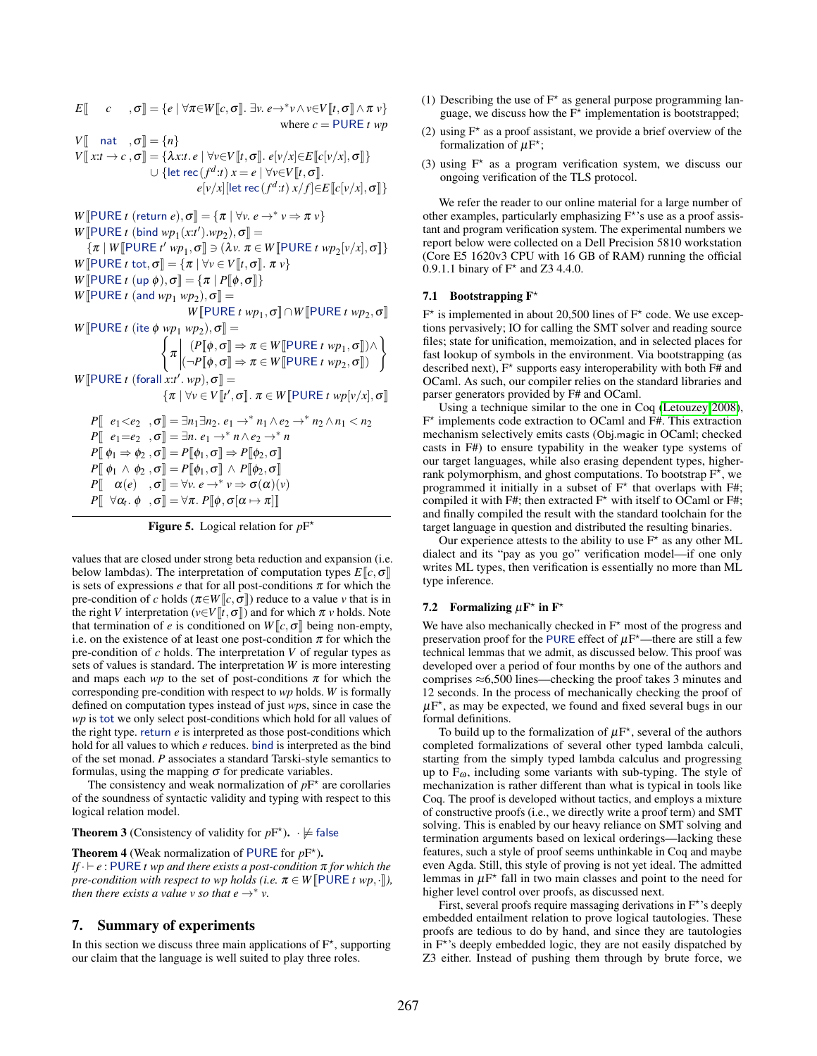$$E[\![\ c\ ,\sigma]\!] = \{e \mid \forall \pi \in W[\![c,\sigma]\!].\ \exists v.\ e \to^* v \wedge v \in V[\![t,\sigma]\!] \wedge \pi\ v\}$$
where $c = \mathsf{PURE}\ t\ wp$

$$V[\![\ \mathsf{nat}\ ,\sigma]\!] = \{n\}$$
$$V[\![\ x{:}t \to c\ ,\sigma]\!] = \{\lambda x{:}t.\, e \mid \forall v \in V[\![t,\sigma]\!].\ e[v/x] \in E[\![c[v/x],\sigma]\!]\}$$
$$\cup \{\mathsf{let\ rec}\,(f^d{:}t)\ x = e \mid \forall v \in V[\![t,\sigma]\!].\ e[v/x][\mathsf{let\ rec}\,(f^d{:}t)\ x/f] \in E[\![c[v/x],\sigma]\!]\}$$

$$W[\![\mathsf{PURE}\ t\ (\mathsf{return}\ e),\sigma]\!] = \{\pi \mid \forall v.\ e \to^* v \Rightarrow \pi\ v\}$$
$$W[\![\mathsf{PURE}\ t\ (\mathsf{bind}\ wp_1 (x{:}t').wp_2),\sigma]\!] = \{\pi \mid W[\![\mathsf{PURE}\ t'\ wp_1,\sigma]\!] \ni (\lambda v.\ \pi \in W[\![\mathsf{PURE}\ t\ wp_2[v/x],\sigma]\!])\}$$
$$W[\![\mathsf{PURE}\ t\ \mathsf{tot},\sigma]\!] = \{\pi \mid \forall v \in V[\![t,\sigma]\!].\ \pi\ v\}$$
$$W[\![\mathsf{PURE}\ t\ (\mathsf{up}\ \phi),\sigma]\!] = \{\pi \mid P[\![\phi,\sigma]\!]\}$$
$$W[\![\mathsf{PURE}\ t\ (\mathsf{and}\ wp_1\ wp_2),\sigma]\!] = W[\![\mathsf{PURE}\ t\ wp_1,\sigma]\!] \cap W[\![\mathsf{PURE}\ t\ wp_2,\sigma]\!]$$
$$W[\![\mathsf{PURE}\ t\ (\mathsf{ite}\ \phi\ wp_1\ wp_2),\sigma]\!] = \left\{\pi \,\middle|\, \begin{array}{l}(P[\![\phi,\sigma]\!] \Rightarrow \pi \in W[\![\mathsf{PURE}\ t\ wp_1,\sigma]\!]) \wedge \\ (\neg P[\![\phi,\sigma]\!] \Rightarrow \pi \in W[\![\mathsf{PURE}\ t\ wp_2,\sigma]\!])\end{array}\right\}$$
$$W[\![\mathsf{PURE}\ t\ (\mathsf{forall}\ x{:}t'.\ wp),\sigma]\!] = \{\pi \mid \forall v \in V[\![t',\sigma]\!].\ \pi \in W[\![\mathsf{PURE}\ t\ wp[v/x],\sigma]\!]\}$$

$$P[\![\ e_1{<}e_2\ ,\sigma]\!] = \exists n_1 \exists n_2.\ e_1 \to^* n_1 \wedge e_2 \to^* n_2 \wedge n_1 < n_2$$
$$P[\![\ e_1{=}e_2\ ,\sigma]\!] = \exists n.\ e_1 \to^* n \wedge e_2 \to^* n$$
$$P[\![\ \phi_1 \Rightarrow \phi_2\ ,\sigma]\!] = P[\![\phi_1,\sigma]\!] \Rightarrow P[\![\phi_2,\sigma]\!]$$
$$P[\![\ \phi_1\ \wedge\ \phi_2\ ,\sigma]\!] = P[\![\phi_1,\sigma]\!]\ \wedge\ P[\![\phi_2,\sigma]\!]$$
$$P[\![\ \alpha(e)\ ,\sigma]\!] = \forall v.\ e \to^* v \Rightarrow \sigma(\alpha)(v)$$
$$P[\![\ \forall \alpha_t.\ \phi\ ,\sigma]\!] = \forall \pi.\ P[\![\phi,\sigma[\alpha \mapsto \pi]]\!]$$

**Figure 5.** Logical relation for $p$F*

values that are closed under strong beta reduction and expansion (i.e. below lambdas). The interpretation of computation types $E[\![c,\sigma]\!]$ is sets of expressions $e$ that for all post-conditions $\pi$ for which the pre-condition of $c$ holds ($\pi \in W[\![c,\sigma]\!]$) reduce to a value $v$ that is in the right $V$ interpretation ($v \in V[\![t,\sigma]\!]$) and for which $\pi\ v$ holds. Note that termination of $e$ is conditioned on $W[\![c,\sigma]\!]$ being non-empty, i.e. on the existence of at least one post-condition $\pi$ for which the pre-condition of $c$ holds. The interpretation $V$ of regular types as sets of values is standard. The interpretation $W$ is more interesting and maps each $wp$ to the set of post-conditions $\pi$ for which the corresponding pre-condition with respect to $wp$ holds. $W$ is formally defined on computation types instead of just $wp$s, since in case the $wp$ is tot we only select post-conditions which hold for all values of the right type. return $e$ is interpreted as those post-conditions which hold for all values to which $e$ reduces. bind is interpreted as the bind of the set monad. $P$ associates a standard Tarski-style semantics to formulas, using the mapping $\sigma$ for predicate variables.

The consistency and weak normalization of $p$F* are corollaries of the soundness of syntactic validity and typing with respect to this logical relation model.

**Theorem 3** (Consistency of validity for $p$F*). $\cdot \not\models \mathsf{false}$

**Theorem 4** (Weak normalization of PURE for $p$F*). *If $\cdot \vdash e : \mathsf{PURE}\ t\ wp$ and there exists a post-condition $\pi$ for which the pre-condition with respect to wp holds (i.e. $\pi \in W[\![\mathsf{PURE}\ t\ wp,\cdot]\!]$), then there exists a value $v$ so that $e \to^* v$.*

## 7. Summary of experiments

In this section we discuss three main applications of F*, supporting our claim that the language is well suited to play three roles.

1. Describing the use of F* as general purpose programming language, we discuss how the F* implementation is bootstrapped;
2. using F* as a proof assistant, we provide a brief overview of the formalization of $\mu$F*;
3. using F* as a program verification system, we discuss our ongoing verification of the TLS protocol.

We refer the reader to our online material for a large number of other examples, particularly emphasizing F*'s use as a proof assistant and program verification system. The experimental numbers we report below were collected on a Dell Precision 5810 workstation (Core E5 1620v3 CPU with 16 GB of RAM) running the official 0.9.1.1 binary of F* and Z3 4.4.0.

### 7.1 Bootstrapping F*

F* is implemented in about 20,500 lines of F* code. We use exceptions pervasively; IO for calling the SMT solver and reading source files; state for unification, memoization, and in selected places for fast lookup of symbols in the environment. Via bootstrapping (as described next), F* supports easy interoperability with both F# and OCaml. As such, our compiler relies on the standard libraries and parser generators provided by F# and OCaml.

Using a technique similar to the one in Coq (Letouzey 2008), F* implements code extraction to OCaml and F#. This extraction mechanism selectively emits casts (Obj.magic in OCaml; checked casts in F#) to ensure typability in the weaker type systems of our target languages, while also erasing dependent types, higher-rank polymorphism, and ghost computations. To bootstrap F*, we programmed it initially in a subset of F* that overlaps with F#; compiled it with F#; then extracted F* with itself to OCaml or F#; and finally compiled the result with the standard toolchain for the target language in question and distributed the resulting binaries.

Our experience attests to the ability to use F* as any other ML dialect and its "pay as you go" verification model—if one only writes ML types, then verification is essentially no more than ML type inference.

### 7.2 Formalizing $\mu$F* in F*

We have also mechanically checked in F* most of the progress and preservation proof for the PURE effect of $\mu$F*—there are still a few technical lemmas that we admit, as discussed below. This proof was developed over a period of four months by one of the authors and comprises ≈6,500 lines—checking the proof takes 3 minutes and 12 seconds. In the process of mechanically checking the proof of $\mu$F*, as may be expected, we found and fixed several bugs in our formal definitions.

To build up to the formalization of $\mu$F*, several of the authors completed formalizations of several other typed lambda calculi, starting from the simply typed lambda calculus and progressing up to $F_\omega$, including some variants with sub-typing. The style of mechanization is rather different than what is typical in tools like Coq. The proof is developed without tactics, and employs a mixture of constructive proofs (i.e., we directly write a proof term) and SMT solving. This is enabled by our heavy reliance on SMT solving and termination arguments based on lexical orderings—lacking these features, such a style of proof seems unthinkable in Coq and maybe even Agda. Still, this style of proving is not yet ideal. The admitted lemmas in $\mu$F* fall in two main classes and point to the need for higher level control over proofs, as discussed next.

First, several proofs require massaging derivations in F*'s deeply embedded entailment relation to prove logical tautologies. These proofs are tedious to do by hand, and since they are tautologies in F*'s deeply embedded logic, they are not easily dispatched by Z3 either. Instead of pushing them through by brute force, we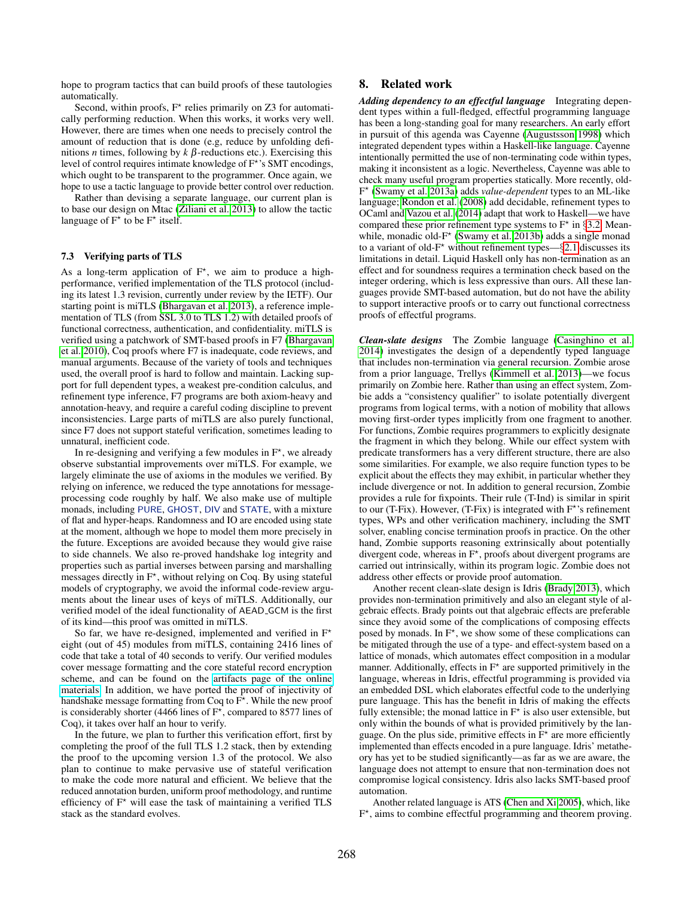hope to program tactics that can build proofs of these tautologies automatically.

Second, within proofs, F⋆ relies primarily on Z3 for automatically performing reduction. When this works, it works very well. However, there are times when one needs to precisely control the amount of reduction that is done (e.g, reduce by unfolding definitions $n$ times, following by $k$ $\beta$-reductions etc.). Exercising this level of control requires intimate knowledge of F⋆'s SMT encodings, which ought to be transparent to the programmer. Once again, we hope to use a tactic language to provide better control over reduction.

Rather than devising a separate language, our current plan is to base our design on Mtac (Ziliani et al. 2013) to allow the tactic language of F⋆ to be F⋆ itself.

### 7.3 Verifying parts of TLS

As a long-term application of F⋆, we aim to produce a high-performance, verified implementation of the TLS protocol (including its latest 1.3 revision, currently under review by the IETF). Our starting point is miTLS (Bhargavan et al. 2013), a reference implementation of TLS (from SSL 3.0 to TLS 1.2) with detailed proofs of functional correctness, authentication, and confidentiality. miTLS is verified using a patchwork of SMT-based proofs in F7 (Bhargavan et al. 2010), Coq proofs where F7 is inadequate, code reviews, and manual arguments. Because of the variety of tools and techniques used, the overall proof is hard to follow and maintain. Lacking support for full dependent types, a weakest pre-condition calculus, and refinement type inference, F7 programs are both axiom-heavy and annotation-heavy, and require a careful coding discipline to prevent inconsistencies. Large parts of miTLS are also purely functional, since F7 does not support stateful verification, sometimes leading to unnatural, inefficient code.

In re-designing and verifying a few modules in F⋆, we already observe substantial improvements over miTLS. For example, we largely eliminate the use of axioms in the modules we verified. By relying on inference, we reduced the type annotations for message-processing code roughly by half. We also make use of multiple monads, including PURE, GHOST, DIV and STATE, with a mixture of flat and hyper-heaps. Randomness and IO are encoded using state at the moment, although we hope to model them more precisely in the future. Exceptions are avoided because they would give raise to side channels. We also re-proved handshake log integrity and properties such as partial inverses between parsing and marshalling messages directly in F⋆, without relying on Coq. By using stateful models of cryptography, we avoid the informal code-review arguments about the linear uses of keys of miTLS. Additionally, our verified model of the ideal functionality of AEAD_GCM is the first of its kind—this proof was omitted in miTLS.

So far, we have re-designed, implemented and verified in F⋆ eight (out of 45) modules from miTLS, containing 2416 lines of code that take a total of 40 seconds to verify. Our verified modules cover message formatting and the core stateful record encryption scheme, and can be found on the artifacts page of the online materials. In addition, we have ported the proof of injectivity of handshake message formatting from Coq to F⋆. While the new proof is considerably shorter (4466 lines of F⋆, compared to 8577 lines of Coq), it takes over half an hour to verify.

In the future, we plan to further this verification effort, first by completing the proof of the full TLS 1.2 stack, then by extending the proof to the upcoming version 1.3 of the protocol. We also plan to continue to make pervasive use of stateful verification to make the code more natural and efficient. We believe that the reduced annotation burden, uniform proof methodology, and runtime efficiency of F⋆ will ease the task of maintaining a verified TLS stack as the standard evolves.

## 8. Related work

***Adding dependency to an effectful language*** Integrating dependent types within a full-fledged, effectful programming language has been a long-standing goal for many researchers. An early effort in pursuit of this agenda was Cayenne (Augustsson 1998) which integrated dependent types within a Haskell-like language. Cayenne intentionally permitted the use of non-terminating code within types, making it inconsistent as a logic. Nevertheless, Cayenne was able to check many useful program properties statically. More recently, old-F⋆ (Swamy et al. 2013a) adds *value-dependent* types to an ML-like language; Rondon et al. (2008) add decidable, refinement types to OCaml and Vazou et al. (2014) adapt that work to Haskell—we have compared these prior refinement type systems to F⋆ in §3.2. Meanwhile, monadic old-F⋆ (Swamy et al. 2013b) adds a single monad to a variant of old-F⋆ without refinement types—§2.1 discusses its limitations in detail. Liquid Haskell only has non-termination as an effect and for soundness requires a termination check based on the integer ordering, which is less expressive than ours. All these languages provide SMT-based automation, but do not have the ability to support interactive proofs or to carry out functional correctness proofs of effectful programs.

***Clean-slate designs*** The Zombie language (Casinghino et al. 2014) investigates the design of a dependently typed language that includes non-termination via general recursion. Zombie arose from a prior language, Trellys (Kimmell et al. 2013)—we focus primarily on Zombie here. Rather than using an effect system, Zombie adds a "consistency qualifier" to isolate potentially divergent programs from logical terms, with a notion of mobility that allows moving first-order types implicitly from one fragment to another. For functions, Zombie requires programmers to explicitly designate the fragment in which they belong. While our effect system with predicate transformers has a very different structure, there are also some similarities. For example, we also require function types to be explicit about the effects they may exhibit, in particular whether they include divergence or not. In addition to general recursion, Zombie provides a rule for fixpoints. Their rule (T-Ind) is similar in spirit to our (T-Fix). However, (T-Fix) is integrated with F⋆'s refinement types, WPs and other verification machinery, including the SMT solver, enabling concise termination proofs in practice. On the other hand, Zombie supports reasoning extrinsically about potentially divergent code, whereas in F⋆, proofs about divergent programs are carried out intrinsically, within its program logic. Zombie does not address other effects or provide proof automation.

Another recent clean-slate design is Idris (Brady 2013), which provides non-termination primitively and also an elegant style of algebraic effects. Brady points out that algebraic effects are preferable since they avoid some of the complications of composing effects posed by monads. In F⋆, we show some of these complications can be mitigated through the use of a type- and effect-system based on a lattice of monads, which automates effect composition in a modular manner. Additionally, effects in F⋆ are supported primitively in the language, whereas in Idris, effectful programming is provided via an embedded DSL which elaborates effectful code to the underlying pure language. This has the benefit in Idris of making the effects fully extensible; the monad lattice in F⋆ is also user extensible, but only within the bounds of what is provided primitively by the language. On the plus side, primitive effects in F⋆ are more efficiently implemented than effects encoded in a pure language. Idris' metatheory has yet to be studied significantly—as far as we are aware, the language does not attempt to ensure that non-termination does not compromise logical consistency. Idris also lacks SMT-based proof automation.

Another related language is ATS (Chen and Xi 2005), which, like F⋆, aims to combine effectful programming and theorem proving.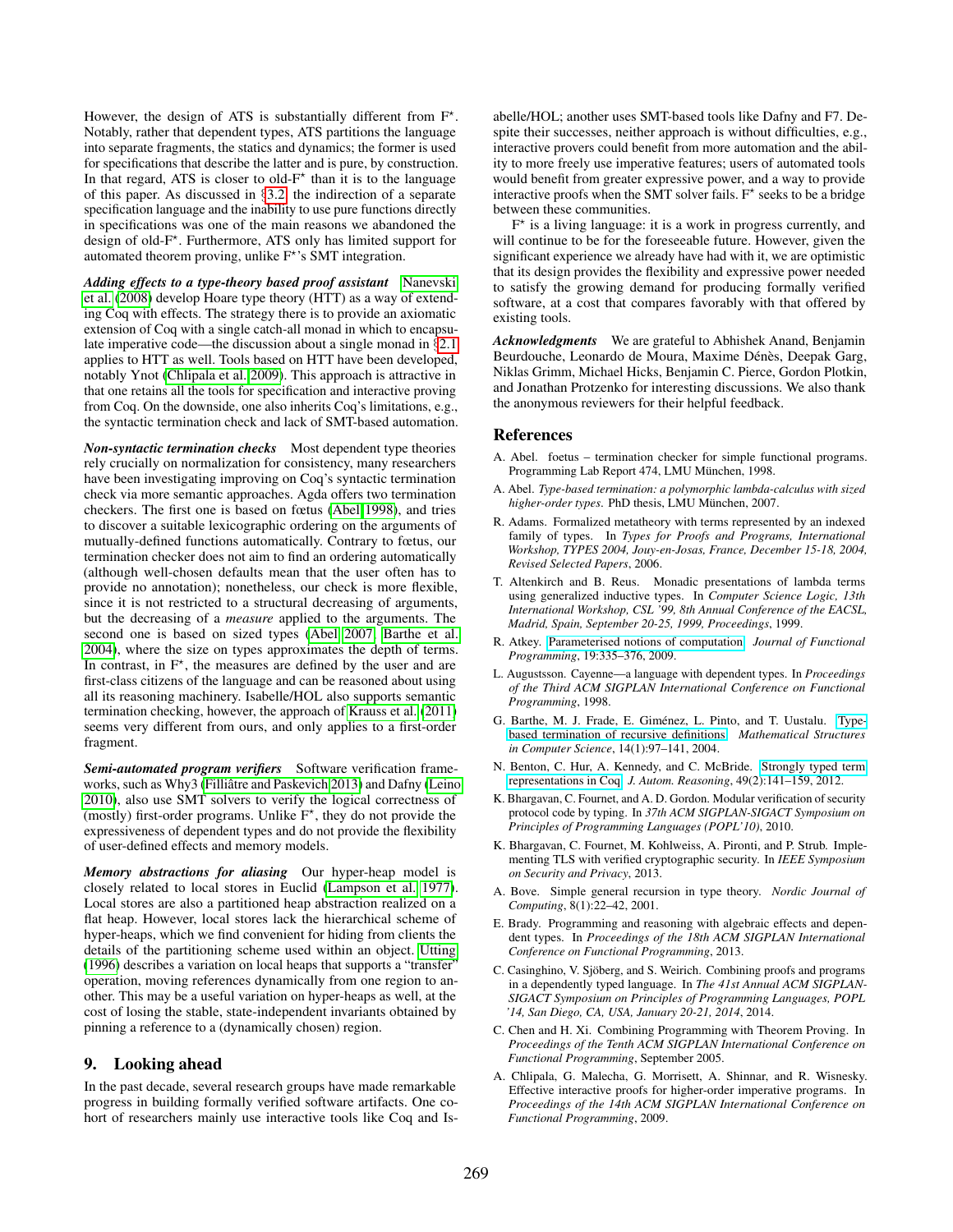However, the design of ATS is substantially different from F*. Notably, rather that dependent types, ATS partitions the language into separate fragments, the statics and dynamics; the former is used for specifications that describe the latter and is pure, by construction. In that regard, ATS is closer to old-F* than it is to the language of this paper. As discussed in §3.2, the indirection of a separate specification language and the inability to use pure functions directly in specifications was one of the main reasons we abandoned the design of old-F*. Furthermore, ATS only has limited support for automated theorem proving, unlike F*'s SMT integration.

***Adding effects to a type-theory based proof assistant*** Nanevski et al. (2008) develop Hoare type theory (HTT) as a way of extending Coq with effects. The strategy there is to provide an axiomatic extension of Coq with a single catch-all monad in which to encapsulate imperative code—the discussion about a single monad in §2.1 applies to HTT as well. Tools based on HTT have been developed, notably Ynot (Chlipala et al. 2009). This approach is attractive in that one retains all the tools for specification and interactive proving from Coq. On the downside, one also inherits Coq's limitations, e.g., the syntactic termination check and lack of SMT-based automation.

***Non-syntactic termination checks*** Most dependent type theories rely crucially on normalization for consistency, many researchers have been investigating improving on Coq's syntactic termination check via more semantic approaches. Agda offers two termination checkers. The first one is based on fœtus (Abel 1998), and tries to discover a suitable lexicographic ordering on the arguments of mutually-defined functions automatically. Contrary to fœtus, our termination checker does not aim to find an ordering automatically (although well-chosen defaults mean that the user often has to provide no annotation); nonetheless, our check is more flexible, since it is not restricted to a structural decreasing of arguments, but the decreasing of a *measure* applied to the arguments. The second one is based on sized types (Abel 2007; Barthe et al. 2004), where the size on types approximates the depth of terms. In contrast, in F*, the measures are defined by the user and are first-class citizens of the language and can be reasoned about using all its reasoning machinery. Isabelle/HOL also supports semantic termination checking, however, the approach of Krauss et al. (2011) seems very different from ours, and only applies to a first-order fragment.

***Semi-automated program verifiers*** Software verification frameworks, such as Why3 (Filliâtre and Paskevich 2013) and Dafny (Leino 2010), also use SMT solvers to verify the logical correctness of (mostly) first-order programs. Unlike F*, they do not provide the expressiveness of dependent types and do not provide the flexibility of user-defined effects and memory models.

***Memory abstractions for aliasing*** Our hyper-heap model is closely related to local stores in Euclid (Lampson et al. 1977). Local stores are also a partitioned heap abstraction realized on a flat heap. However, local stores lack the hierarchical scheme of hyper-heaps, which we find convenient for hiding from clients the details of the partitioning scheme used within an object. Utting (1996) describes a variation on local heaps that supports a "transfer" operation, moving references dynamically from one region to another. This may be a useful variation on hyper-heaps as well, at the cost of losing the stable, state-independent invariants obtained by pinning a reference to a (dynamically chosen) region.

## 9. Looking ahead

In the past decade, several research groups have made remarkable progress in building formally verified software artifacts. One cohort of researchers mainly use interactive tools like Coq and Isabelle/HOL; another uses SMT-based tools like Dafny and F7. Despite their successes, neither approach is without difficulties, e.g., interactive provers could benefit from more automation and the ability to more freely use imperative features; users of automated tools would benefit from greater expressive power, and a way to provide interactive proofs when the SMT solver fails. F* seeks to be a bridge between these communities.

F* is a living language: it is a work in progress currently, and will continue to be for the foreseeable future. However, given the significant experience we already have had with it, we are optimistic that its design provides the flexibility and expressive power needed to satisfy the growing demand for producing formally verified software, at a cost that compares favorably with that offered by existing tools.

***Acknowledgments*** We are grateful to Abhishek Anand, Benjamin Beurdouche, Leonardo de Moura, Maxime Dénès, Deepak Garg, Niklas Grimm, Michael Hicks, Benjamin C. Pierce, Gordon Plotkin, and Jonathan Protzenko for interesting discussions. We also thank the anonymous reviewers for their helpful feedback.

## References

A. Abel. foetus – termination checker for simple functional programs. Programming Lab Report 474, LMU München, 1998.

A. Abel. *Type-based termination: a polymorphic lambda-calculus with sized higher-order types*. PhD thesis, LMU München, 2007.

R. Adams. Formalized metatheory with terms represented by an indexed family of types. In *Types for Proofs and Programs, International Workshop, TYPES 2004, Jouy-en-Josas, France, December 15-18, 2004, Revised Selected Papers*, 2006.

T. Altenkirch and B. Reus. Monadic presentations of lambda terms using generalized inductive types. In *Computer Science Logic, 13th International Workshop, CSL '99, 8th Annual Conference of the EACSL, Madrid, Spain, September 20-25, 1999, Proceedings*, 1999.

R. Atkey. Parameterised notions of computation. *Journal of Functional Programming*, 19:335–376, 2009.

L. Augustsson. Cayenne—a language with dependent types. In *Proceedings of the Third ACM SIGPLAN International Conference on Functional Programming*, 1998.

G. Barthe, M. J. Frade, E. Giménez, L. Pinto, and T. Uustalu. Type-based termination of recursive definitions. *Mathematical Structures in Computer Science*, 14(1):97–141, 2004.

N. Benton, C. Hur, A. Kennedy, and C. McBride. Strongly typed term representations in Coq. *J. Autom. Reasoning*, 49(2):141–159, 2012.

K. Bhargavan, C. Fournet, and A. D. Gordon. Modular verification of security protocol code by typing. In *37th ACM SIGPLAN-SIGACT Symposium on Principles of Programming Languages (POPL'10)*, 2010.

K. Bhargavan, C. Fournet, M. Kohlweiss, A. Pironti, and P. Strub. Implementing TLS with verified cryptographic security. In *IEEE Symposium on Security and Privacy*, 2013.

A. Bove. Simple general recursion in type theory. *Nordic Journal of Computing*, 8(1):22–42, 2001.

E. Brady. Programming and reasoning with algebraic effects and dependent types. In *Proceedings of the 18th ACM SIGPLAN International Conference on Functional Programming*, 2013.

C. Casinghino, V. Sjöberg, and S. Weirich. Combining proofs and programs in a dependently typed language. In *The 41st Annual ACM SIGPLAN-SIGACT Symposium on Principles of Programming Languages, POPL '14, San Diego, CA, USA, January 20-21, 2014*, 2014.

C. Chen and H. Xi. Combining Programming with Theorem Proving. In *Proceedings of the Tenth ACM SIGPLAN International Conference on Functional Programming*, September 2005.

A. Chlipala, G. Malecha, G. Morrisett, A. Shinnar, and R. Wisnesky. Effective interactive proofs for higher-order imperative programs. In *Proceedings of the 14th ACM SIGPLAN International Conference on Functional Programming*, 2009.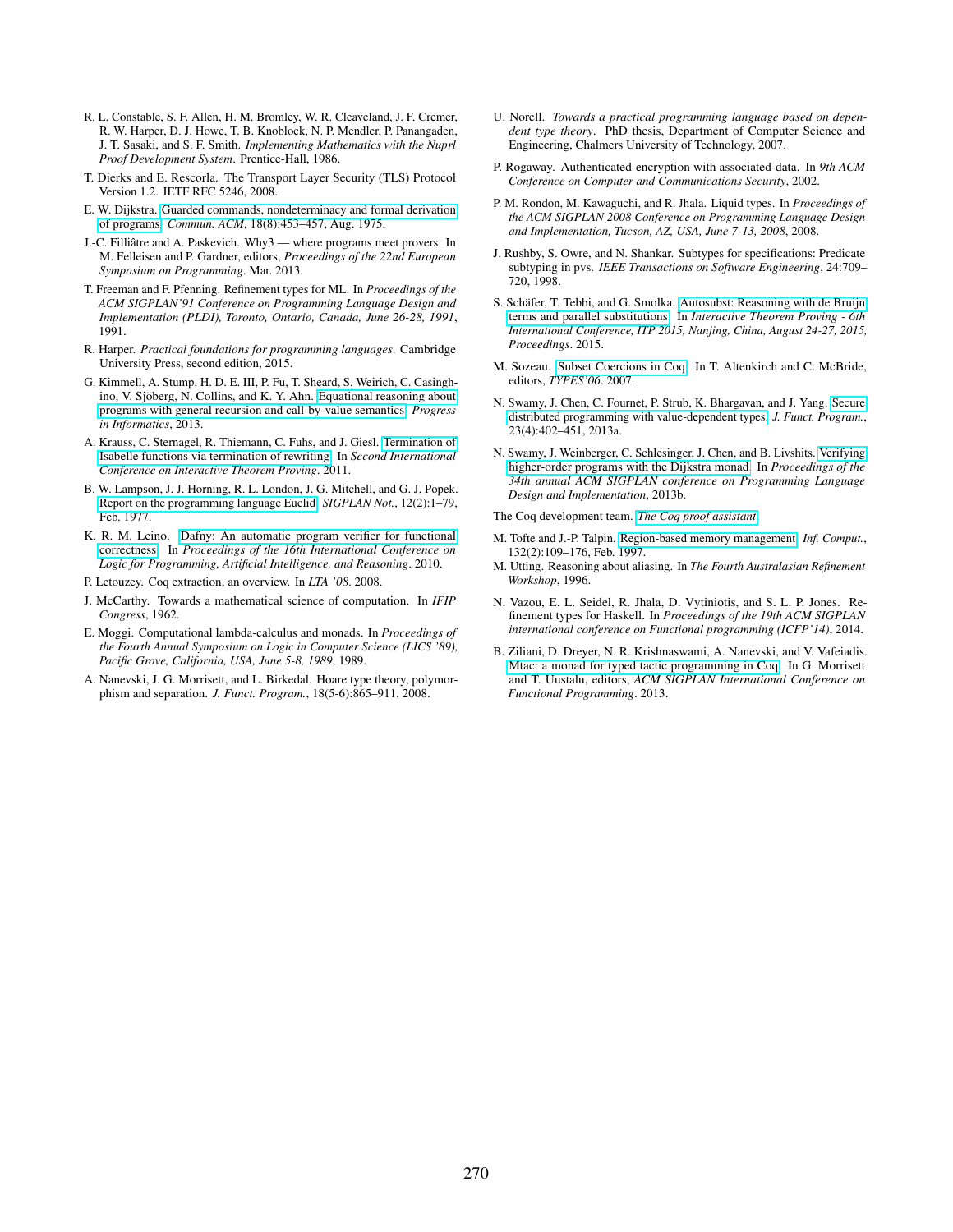R. L. Constable, S. F. Allen, H. M. Bromley, W. R. Cleaveland, J. F. Cremer, R. W. Harper, D. J. Howe, T. B. Knoblock, N. P. Mendler, P. Panangaden, J. T. Sasaki, and S. F. Smith. *Implementing Mathematics with the Nuprl Proof Development System*. Prentice-Hall, 1986.

T. Dierks and E. Rescorla. The Transport Layer Security (TLS) Protocol Version 1.2. IETF RFC 5246, 2008.

E. W. Dijkstra. Guarded commands, nondeterminacy and formal derivation of programs. *Commun. ACM*, 18(8):453–457, Aug. 1975.

J.-C. Filliâtre and A. Paskevich. Why3 — where programs meet provers. In M. Felleisen and P. Gardner, editors, *Proceedings of the 22nd European Symposium on Programming*. Mar. 2013.

T. Freeman and F. Pfenning. Refinement types for ML. In *Proceedings of the ACM SIGPLAN'91 Conference on Programming Language Design and Implementation (PLDI), Toronto, Ontario, Canada, June 26-28, 1991*, 1991.

R. Harper. *Practical foundations for programming languages*. Cambridge University Press, second edition, 2015.

G. Kimmell, A. Stump, H. D. E. III, P. Fu, T. Sheard, S. Weirich, C. Casinghino, V. Sjöberg, N. Collins, and K. Y. Ahn. Equational reasoning about programs with general recursion and call-by-value semantics. *Progress in Informatics*, 2013.

A. Krauss, C. Sternagel, R. Thiemann, C. Fuhs, and J. Giesl. Termination of Isabelle functions via termination of rewriting. In *Second International Conference on Interactive Theorem Proving*. 2011.

B. W. Lampson, J. J. Horning, R. L. London, J. G. Mitchell, and G. J. Popek. Report on the programming language Euclid. *SIGPLAN Not.*, 12(2):1–79, Feb. 1977.

K. R. M. Leino. Dafny: An automatic program verifier for functional correctness. In *Proceedings of the 16th International Conference on Logic for Programming, Artificial Intelligence, and Reasoning*. 2010.

P. Letouzey. Coq extraction, an overview. In *LTA '08*. 2008.

J. McCarthy. Towards a mathematical science of computation. In *IFIP Congress*, 1962.

E. Moggi. Computational lambda-calculus and monads. In *Proceedings of the Fourth Annual Symposium on Logic in Computer Science (LICS '89), Pacific Grove, California, USA, June 5-8, 1989*, 1989.

A. Nanevski, J. G. Morrisett, and L. Birkedal. Hoare type theory, polymorphism and separation. *J. Funct. Program.*, 18(5-6):865–911, 2008.

U. Norell. *Towards a practical programming language based on dependent type theory*. PhD thesis, Department of Computer Science and Engineering, Chalmers University of Technology, 2007.

P. Rogaway. Authenticated-encryption with associated-data. In *9th ACM Conference on Computer and Communications Security*, 2002.

P. M. Rondon, M. Kawaguchi, and R. Jhala. Liquid types. In *Proceedings of the ACM SIGPLAN 2008 Conference on Programming Language Design and Implementation, Tucson, AZ, USA, June 7-13, 2008*, 2008.

J. Rushby, S. Owre, and N. Shankar. Subtypes for specifications: Predicate subtyping in pvs. *IEEE Transactions on Software Engineering*, 24:709–720, 1998.

S. Schäfer, T. Tebbi, and G. Smolka. Autosubst: Reasoning with de Bruijn terms and parallel substitutions. In *Interactive Theorem Proving - 6th International Conference, ITP 2015, Nanjing, China, August 24-27, 2015, Proceedings*. 2015.

M. Sozeau. Subset Coercions in Coq. In T. Altenkirch and C. McBride, editors, *TYPES'06*. 2007.

N. Swamy, J. Chen, C. Fournet, P. Strub, K. Bhargavan, and J. Yang. Secure distributed programming with value-dependent types. *J. Funct. Program.*, 23(4):402–451, 2013a.

N. Swamy, J. Weinberger, C. Schlesinger, J. Chen, and B. Livshits. Verifying higher-order programs with the Dijkstra monad. In *Proceedings of the 34th annual ACM SIGPLAN conference on Programming Language Design and Implementation*, 2013b.

The Coq development team. *The Coq proof assistant*.

M. Tofte and J.-P. Talpin. Region-based memory management. *Inf. Comput.*, 132(2):109–176, Feb. 1997.

M. Utting. Reasoning about aliasing. In *The Fourth Australasian Refinement Workshop*, 1996.

N. Vazou, E. L. Seidel, R. Jhala, D. Vytiniotis, and S. L. P. Jones. Refinement types for Haskell. In *Proceedings of the 19th ACM SIGPLAN international conference on Functional programming (ICFP'14)*, 2014.

B. Ziliani, D. Dreyer, N. R. Krishnaswami, A. Nanevski, and V. Vafeiadis. Mtac: a monad for typed tactic programming in Coq. In G. Morrisett and T. Uustalu, editors, *ACM SIGPLAN International Conference on Functional Programming*. 2013.